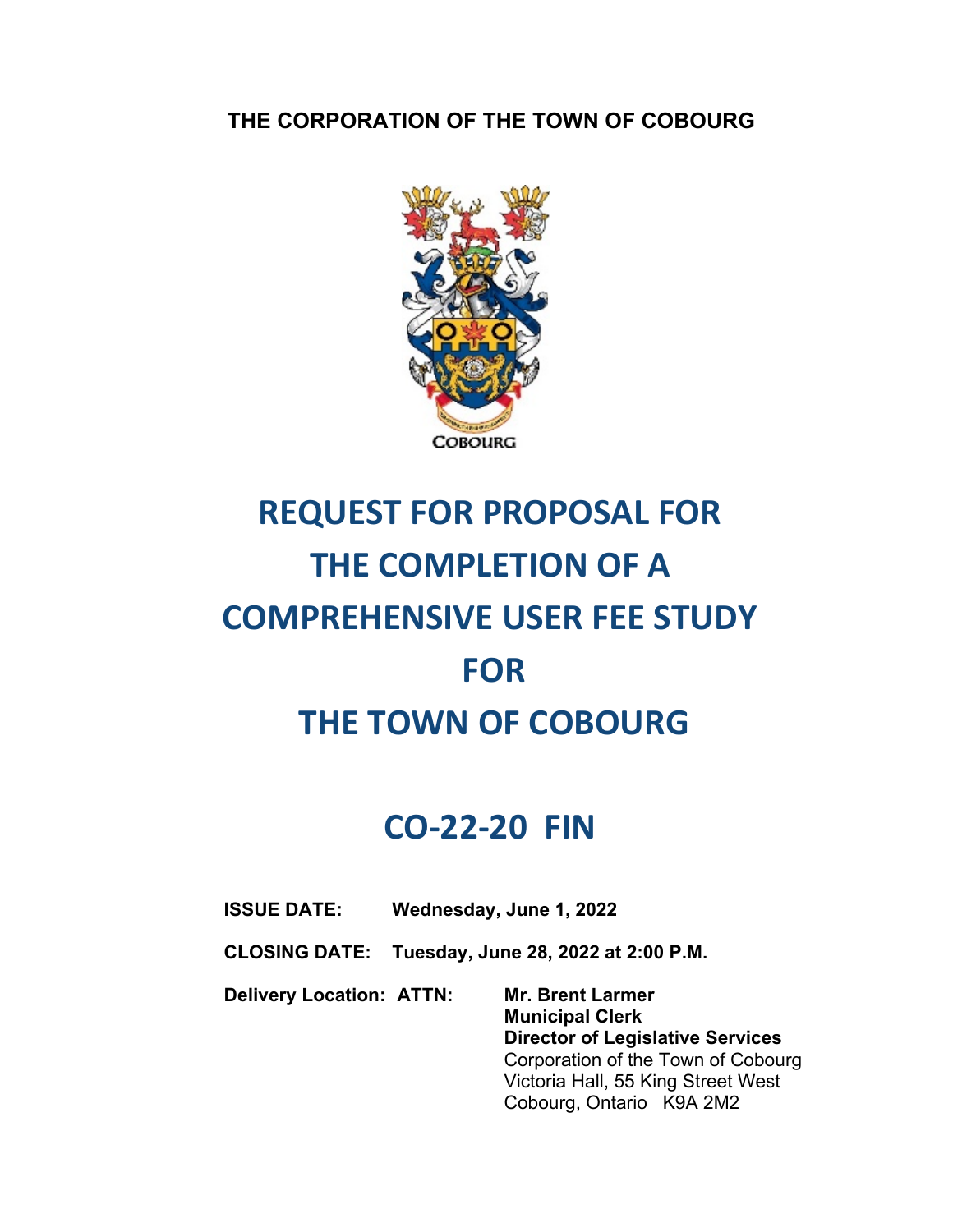**THE CORPORATION OF THE TOWN OF COBOURG**

COBOURG

# REQUEST FOR PROPOSAL FOR THE COMPLETION OF A COMPREHENSIVE USER FEE STUDY FOR THE TOWN OF COBOURG

# CO-22-20 FIN

**ISSUE DATE:** **Wednesday, June 1, 2022**

**CLOSING DATE:** **Tuesday, June 28, 2022 at 2:00 P.M.**

**Delivery Location:** **ATTN:** **Mr. Brent Larmer**
**Municipal Clerk**
**Director of Legislative Services**
Corporation of the Town of Cobourg
Victoria Hall, 55 King Street West
Cobourg, Ontario K9A 2M2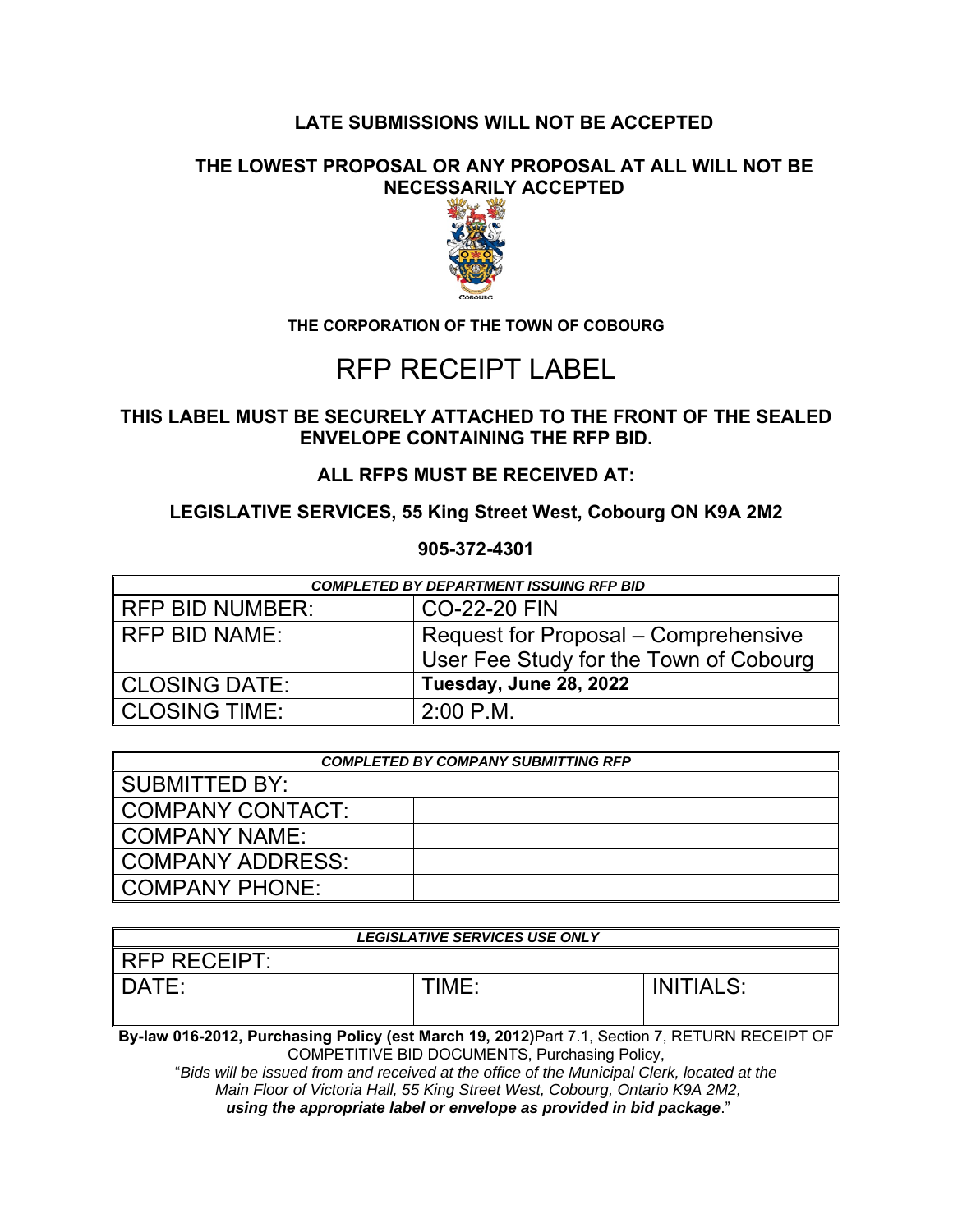**LATE SUBMISSIONS WILL NOT BE ACCEPTED**

**THE LOWEST PROPOSAL OR ANY PROPOSAL AT ALL WILL NOT BE NECESSARILY ACCEPTED**

**THE CORPORATION OF THE TOWN OF COBOURG**

# RFP RECEIPT LABEL

**THIS LABEL MUST BE SECURELY ATTACHED TO THE FRONT OF THE SEALED ENVELOPE CONTAINING THE RFP BID.**

**ALL RFPS MUST BE RECEIVED AT:**

**LEGISLATIVE SERVICES, 55 King Street West, Cobourg ON K9A 2M2**

**905-372-4301**

| ***COMPLETED BY DEPARTMENT ISSUING RFP BID*** | |
|---|---|
| RFP BID NUMBER: | CO-22-20 FIN |
| RFP BID NAME: | Request for Proposal – Comprehensive User Fee Study for the Town of Cobourg |
| CLOSING DATE: | **Tuesday, June 28, 2022** |
| CLOSING TIME: | 2:00 P.M. |

| ***COMPLETED BY COMPANY SUBMITTING RFP*** | |
|---|---|
| SUBMITTED BY: | |
| COMPANY CONTACT: | |
| COMPANY NAME: | |
| COMPANY ADDRESS: | |
| COMPANY PHONE: | |

| ***LEGISLATIVE SERVICES USE ONLY*** | | |
|---|---|---|
| RFP RECEIPT: | | |
| DATE: | TIME: | INITIALS: |

**By-law 016-2012, Purchasing Policy (est March 19, 2012)**Part 7.1, Section 7, RETURN RECEIPT OF COMPETITIVE BID DOCUMENTS, Purchasing Policy,
"*Bids will be issued from and received at the office of the Municipal Clerk, located at the Main Floor of Victoria Hall, 55 King Street West, Cobourg, Ontario K9A 2M2,* ***using the appropriate label or envelope as provided in bid package***."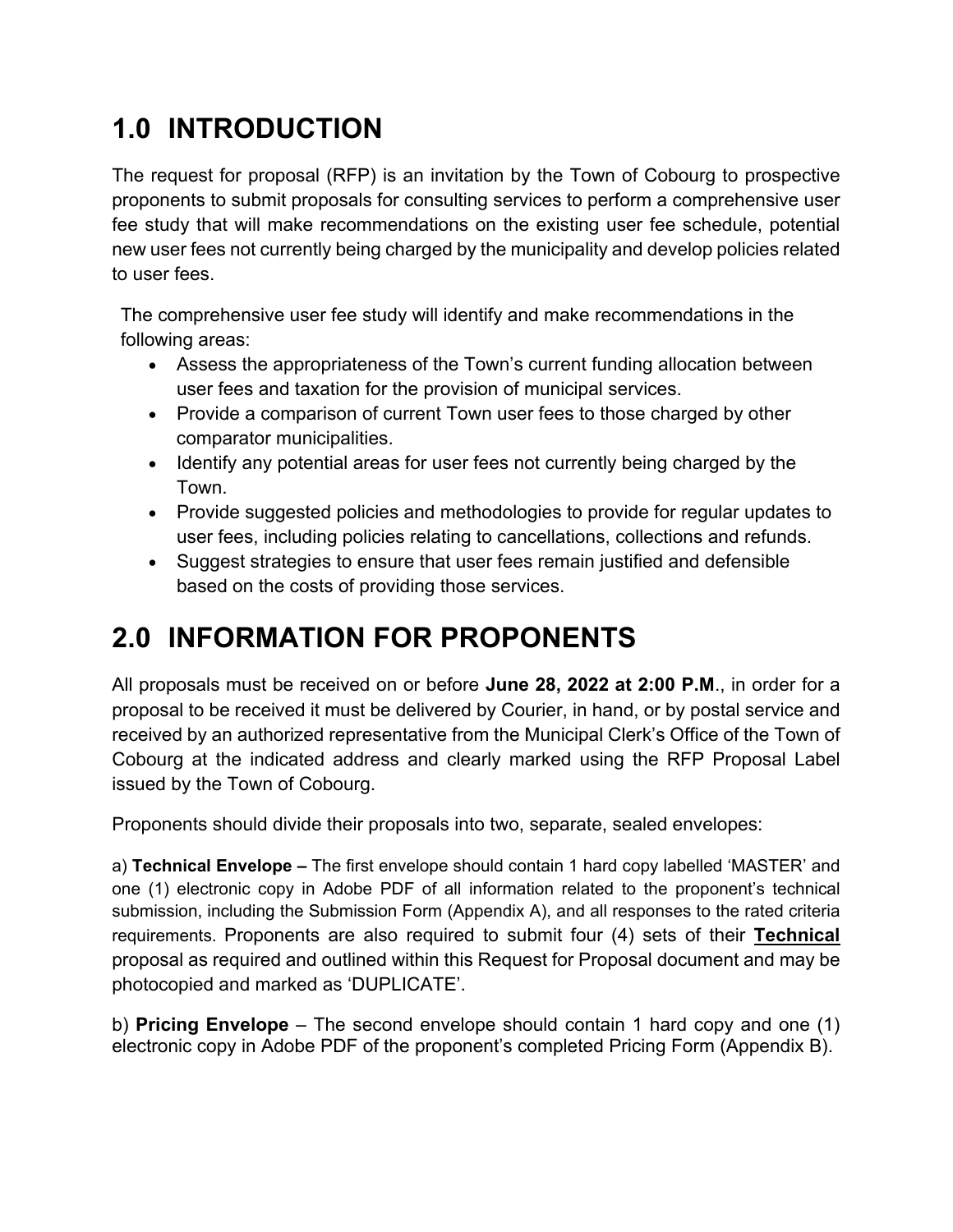# 1.0 INTRODUCTION

The request for proposal (RFP) is an invitation by the Town of Cobourg to prospective proponents to submit proposals for consulting services to perform a comprehensive user fee study that will make recommendations on the existing user fee schedule, potential new user fees not currently being charged by the municipality and develop policies related to user fees.

The comprehensive user fee study will identify and make recommendations in the following areas:

- Assess the appropriateness of the Town's current funding allocation between user fees and taxation for the provision of municipal services.
- Provide a comparison of current Town user fees to those charged by other comparator municipalities.
- Identify any potential areas for user fees not currently being charged by the Town.
- Provide suggested policies and methodologies to provide for regular updates to user fees, including policies relating to cancellations, collections and refunds.
- Suggest strategies to ensure that user fees remain justified and defensible based on the costs of providing those services.

# 2.0 INFORMATION FOR PROPONENTS

All proposals must be received on or before **June 28, 2022 at 2:00 P.M**., in order for a proposal to be received it must be delivered by Courier, in hand, or by postal service and received by an authorized representative from the Municipal Clerk's Office of the Town of Cobourg at the indicated address and clearly marked using the RFP Proposal Label issued by the Town of Cobourg.

Proponents should divide their proposals into two, separate, sealed envelopes:

a) **Technical Envelope –** The first envelope should contain 1 hard copy labelled 'MASTER' and one (1) electronic copy in Adobe PDF of all information related to the proponent's technical submission, including the Submission Form (Appendix A), and all responses to the rated criteria requirements. Proponents are also required to submit four (4) sets of their **Technical** proposal as required and outlined within this Request for Proposal document and may be photocopied and marked as 'DUPLICATE'.

b) **Pricing Envelope** – The second envelope should contain 1 hard copy and one (1) electronic copy in Adobe PDF of the proponent's completed Pricing Form (Appendix B).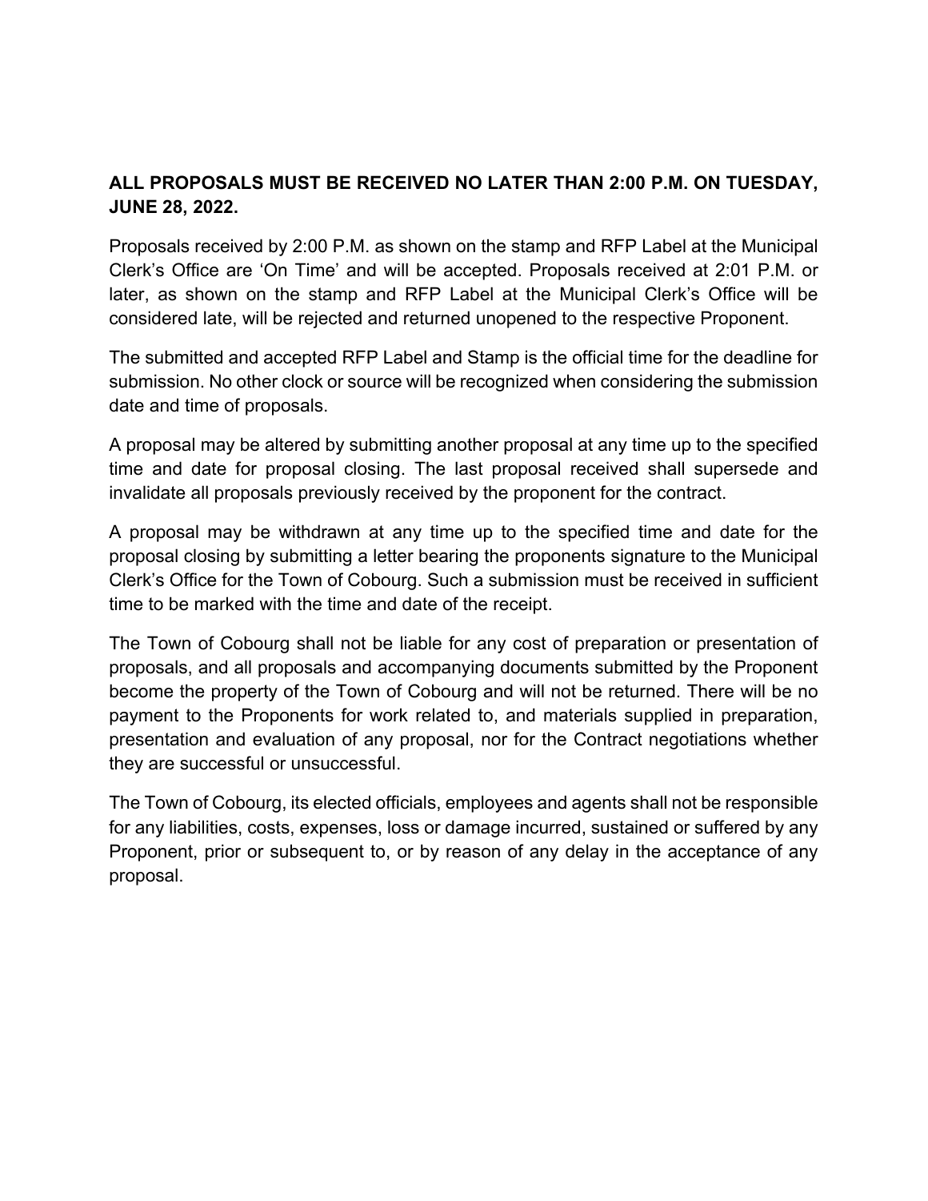**ALL PROPOSALS MUST BE RECEIVED NO LATER THAN 2:00 P.M. ON TUESDAY, JUNE 28, 2022.**

Proposals received by 2:00 P.M. as shown on the stamp and RFP Label at the Municipal Clerk's Office are 'On Time' and will be accepted. Proposals received at 2:01 P.M. or later, as shown on the stamp and RFP Label at the Municipal Clerk's Office will be considered late, will be rejected and returned unopened to the respective Proponent.

The submitted and accepted RFP Label and Stamp is the official time for the deadline for submission. No other clock or source will be recognized when considering the submission date and time of proposals.

A proposal may be altered by submitting another proposal at any time up to the specified time and date for proposal closing. The last proposal received shall supersede and invalidate all proposals previously received by the proponent for the contract.

A proposal may be withdrawn at any time up to the specified time and date for the proposal closing by submitting a letter bearing the proponents signature to the Municipal Clerk's Office for the Town of Cobourg. Such a submission must be received in sufficient time to be marked with the time and date of the receipt.

The Town of Cobourg shall not be liable for any cost of preparation or presentation of proposals, and all proposals and accompanying documents submitted by the Proponent become the property of the Town of Cobourg and will not be returned. There will be no payment to the Proponents for work related to, and materials supplied in preparation, presentation and evaluation of any proposal, nor for the Contract negotiations whether they are successful or unsuccessful.

The Town of Cobourg, its elected officials, employees and agents shall not be responsible for any liabilities, costs, expenses, loss or damage incurred, sustained or suffered by any Proponent, prior or subsequent to, or by reason of any delay in the acceptance of any proposal.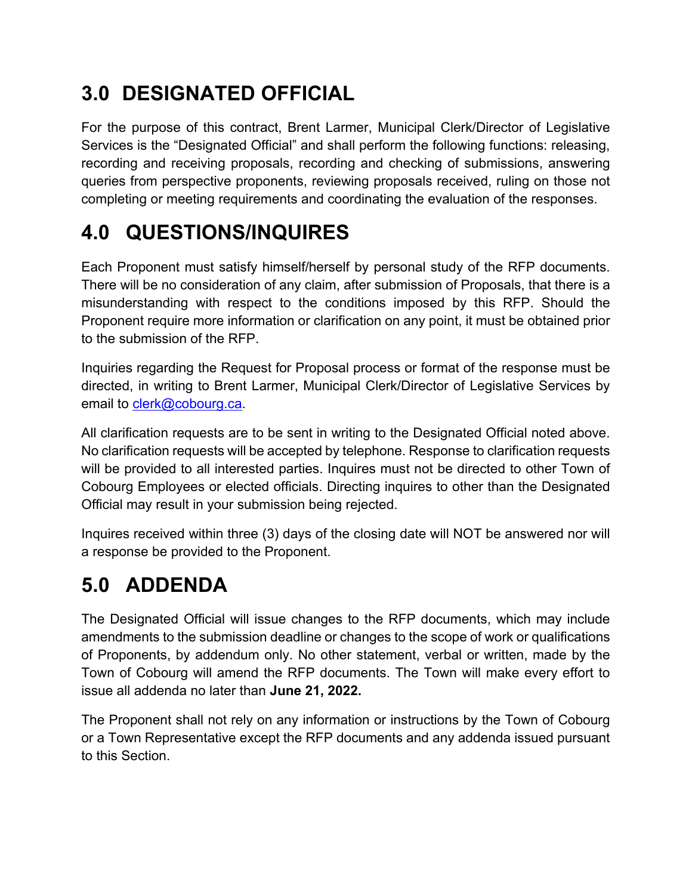# 3.0 DESIGNATED OFFICIAL

For the purpose of this contract, Brent Larmer, Municipal Clerk/Director of Legislative Services is the "Designated Official" and shall perform the following functions: releasing, recording and receiving proposals, recording and checking of submissions, answering queries from perspective proponents, reviewing proposals received, ruling on those not completing or meeting requirements and coordinating the evaluation of the responses.

# 4.0 QUESTIONS/INQUIRES

Each Proponent must satisfy himself/herself by personal study of the RFP documents. There will be no consideration of any claim, after submission of Proposals, that there is a misunderstanding with respect to the conditions imposed by this RFP. Should the Proponent require more information or clarification on any point, it must be obtained prior to the submission of the RFP.

Inquiries regarding the Request for Proposal process or format of the response must be directed, in writing to Brent Larmer, Municipal Clerk/Director of Legislative Services by email to clerk@cobourg.ca.

All clarification requests are to be sent in writing to the Designated Official noted above. No clarification requests will be accepted by telephone. Response to clarification requests will be provided to all interested parties. Inquires must not be directed to other Town of Cobourg Employees or elected officials. Directing inquires to other than the Designated Official may result in your submission being rejected.

Inquires received within three (3) days of the closing date will NOT be answered nor will a response be provided to the Proponent.

# 5.0 ADDENDA

The Designated Official will issue changes to the RFP documents, which may include amendments to the submission deadline or changes to the scope of work or qualifications of Proponents, by addendum only. No other statement, verbal or written, made by the Town of Cobourg will amend the RFP documents. The Town will make every effort to issue all addenda no later than **June 21, 2022.**

The Proponent shall not rely on any information or instructions by the Town of Cobourg or a Town Representative except the RFP documents and any addenda issued pursuant to this Section.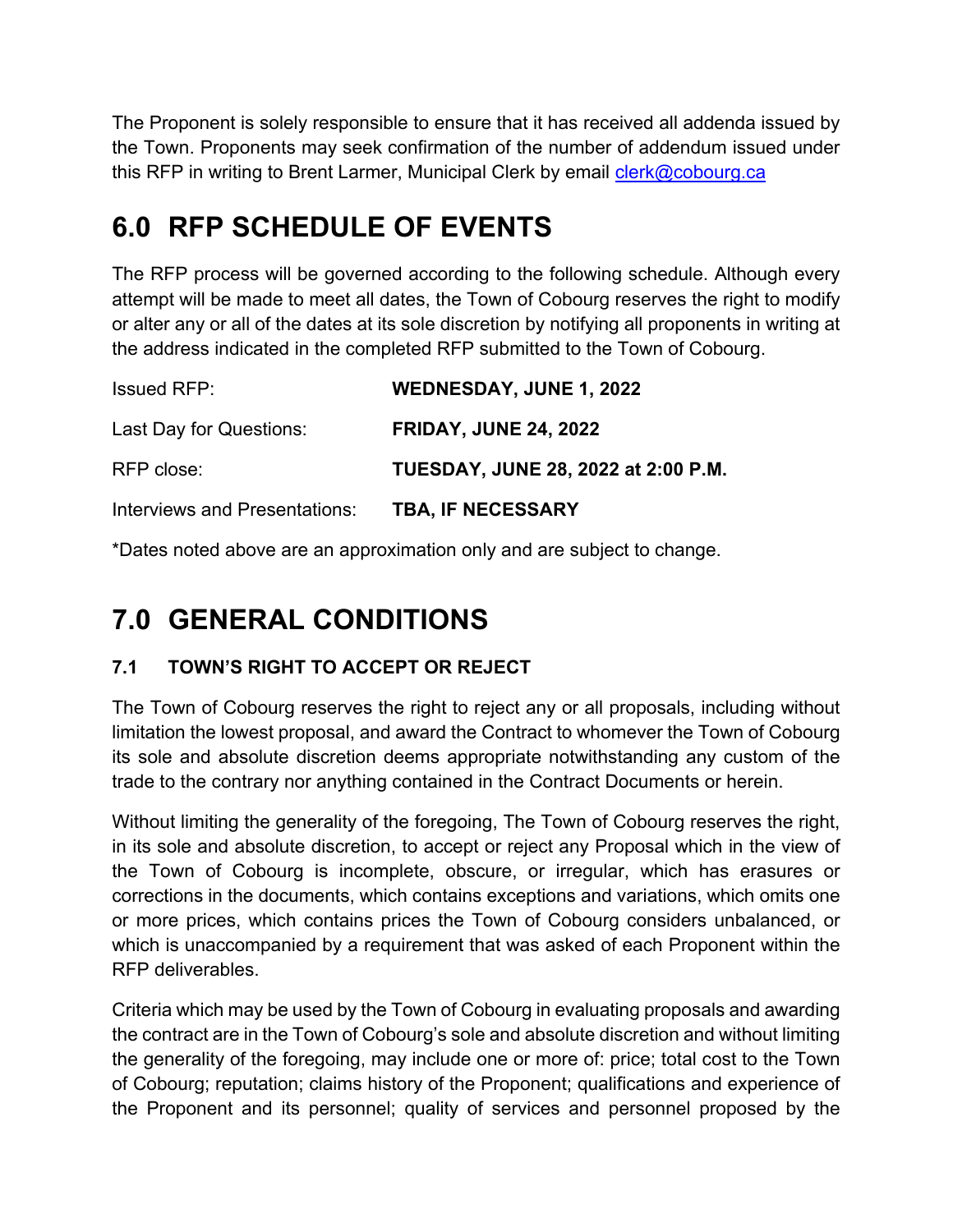The Proponent is solely responsible to ensure that it has received all addenda issued by the Town. Proponents may seek confirmation of the number of addendum issued under this RFP in writing to Brent Larmer, Municipal Clerk by email clerk@cobourg.ca

# 6.0 RFP SCHEDULE OF EVENTS

The RFP process will be governed according to the following schedule. Although every attempt will be made to meet all dates, the Town of Cobourg reserves the right to modify or alter any or all of the dates at its sole discretion by notifying all proponents in writing at the address indicated in the completed RFP submitted to the Town of Cobourg.

| | |
|---|---|
| Issued RFP: | **WEDNESDAY, JUNE 1, 2022** |
| Last Day for Questions: | **FRIDAY, JUNE 24, 2022** |
| RFP close: | **TUESDAY, JUNE 28, 2022 at 2:00 P.M.** |
| Interviews and Presentations: | **TBA, IF NECESSARY** |

*Dates noted above are an approximation only and are subject to change.

# 7.0 GENERAL CONDITIONS

### 7.1 TOWN'S RIGHT TO ACCEPT OR REJECT

The Town of Cobourg reserves the right to reject any or all proposals, including without limitation the lowest proposal, and award the Contract to whomever the Town of Cobourg its sole and absolute discretion deems appropriate notwithstanding any custom of the trade to the contrary nor anything contained in the Contract Documents or herein.

Without limiting the generality of the foregoing, The Town of Cobourg reserves the right, in its sole and absolute discretion, to accept or reject any Proposal which in the view of the Town of Cobourg is incomplete, obscure, or irregular, which has erasures or corrections in the documents, which contains exceptions and variations, which omits one or more prices, which contains prices the Town of Cobourg considers unbalanced, or which is unaccompanied by a requirement that was asked of each Proponent within the RFP deliverables.

Criteria which may be used by the Town of Cobourg in evaluating proposals and awarding the contract are in the Town of Cobourg's sole and absolute discretion and without limiting the generality of the foregoing, may include one or more of: price; total cost to the Town of Cobourg; reputation; claims history of the Proponent; qualifications and experience of the Proponent and its personnel; quality of services and personnel proposed by the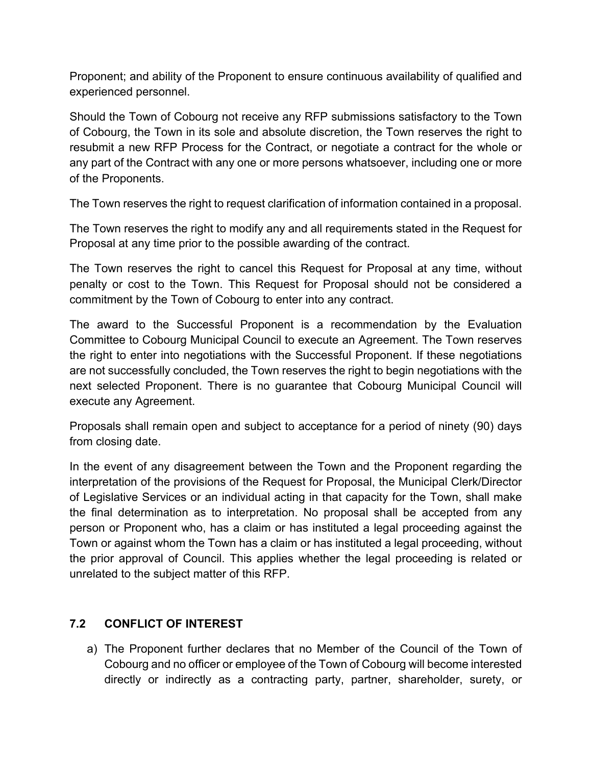Proponent; and ability of the Proponent to ensure continuous availability of qualified and experienced personnel.

Should the Town of Cobourg not receive any RFP submissions satisfactory to the Town of Cobourg, the Town in its sole and absolute discretion, the Town reserves the right to resubmit a new RFP Process for the Contract, or negotiate a contract for the whole or any part of the Contract with any one or more persons whatsoever, including one or more of the Proponents.

The Town reserves the right to request clarification of information contained in a proposal.

The Town reserves the right to modify any and all requirements stated in the Request for Proposal at any time prior to the possible awarding of the contract.

The Town reserves the right to cancel this Request for Proposal at any time, without penalty or cost to the Town. This Request for Proposal should not be considered a commitment by the Town of Cobourg to enter into any contract.

The award to the Successful Proponent is a recommendation by the Evaluation Committee to Cobourg Municipal Council to execute an Agreement. The Town reserves the right to enter into negotiations with the Successful Proponent. If these negotiations are not successfully concluded, the Town reserves the right to begin negotiations with the next selected Proponent. There is no guarantee that Cobourg Municipal Council will execute any Agreement.

Proposals shall remain open and subject to acceptance for a period of ninety (90) days from closing date.

In the event of any disagreement between the Town and the Proponent regarding the interpretation of the provisions of the Request for Proposal, the Municipal Clerk/Director of Legislative Services or an individual acting in that capacity for the Town, shall make the final determination as to interpretation. No proposal shall be accepted from any person or Proponent who, has a claim or has instituted a legal proceeding against the Town or against whom the Town has a claim or has instituted a legal proceeding, without the prior approval of Council. This applies whether the legal proceeding is related or unrelated to the subject matter of this RFP.

### 7.2 CONFLICT OF INTEREST

a) The Proponent further declares that no Member of the Council of the Town of Cobourg and no officer or employee of the Town of Cobourg will become interested directly or indirectly as a contracting party, partner, shareholder, surety, or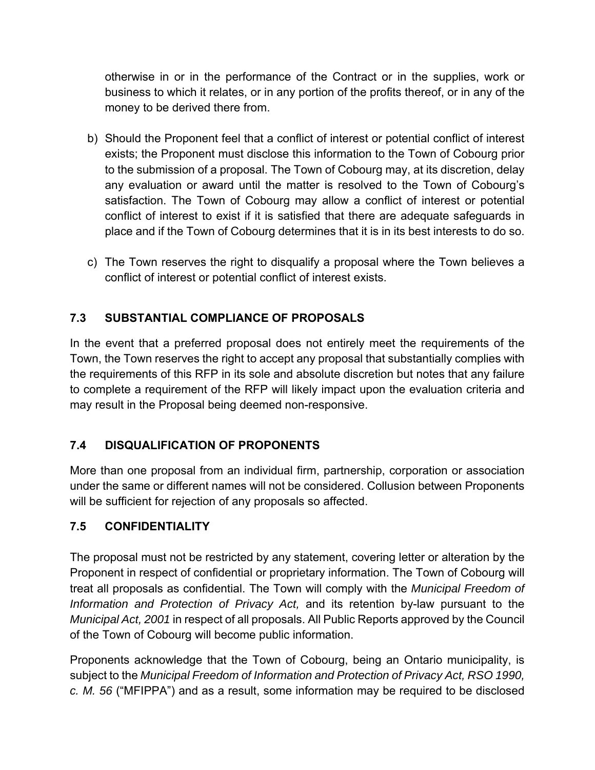otherwise in or in the performance of the Contract or in the supplies, work or business to which it relates, or in any portion of the profits thereof, or in any of the money to be derived there from.

b) Should the Proponent feel that a conflict of interest or potential conflict of interest exists; the Proponent must disclose this information to the Town of Cobourg prior to the submission of a proposal. The Town of Cobourg may, at its discretion, delay any evaluation or award until the matter is resolved to the Town of Cobourg's satisfaction. The Town of Cobourg may allow a conflict of interest or potential conflict of interest to exist if it is satisfied that there are adequate safeguards in place and if the Town of Cobourg determines that it is in its best interests to do so.

c) The Town reserves the right to disqualify a proposal where the Town believes a conflict of interest or potential conflict of interest exists.

### 7.3 SUBSTANTIAL COMPLIANCE OF PROPOSALS

In the event that a preferred proposal does not entirely meet the requirements of the Town, the Town reserves the right to accept any proposal that substantially complies with the requirements of this RFP in its sole and absolute discretion but notes that any failure to complete a requirement of the RFP will likely impact upon the evaluation criteria and may result in the Proposal being deemed non-responsive.

### 7.4 DISQUALIFICATION OF PROPONENTS

More than one proposal from an individual firm, partnership, corporation or association under the same or different names will not be considered. Collusion between Proponents will be sufficient for rejection of any proposals so affected.

### 7.5 CONFIDENTIALITY

The proposal must not be restricted by any statement, covering letter or alteration by the Proponent in respect of confidential or proprietary information. The Town of Cobourg will treat all proposals as confidential. The Town will comply with the *Municipal Freedom of Information and Protection of Privacy Act,* and its retention by-law pursuant to the *Municipal Act, 2001* in respect of all proposals. All Public Reports approved by the Council of the Town of Cobourg will become public information.

Proponents acknowledge that the Town of Cobourg, being an Ontario municipality, is subject to the *Municipal Freedom of Information and Protection of Privacy Act, RSO 1990, c. M. 56* ("MFIPPA") and as a result, some information may be required to be disclosed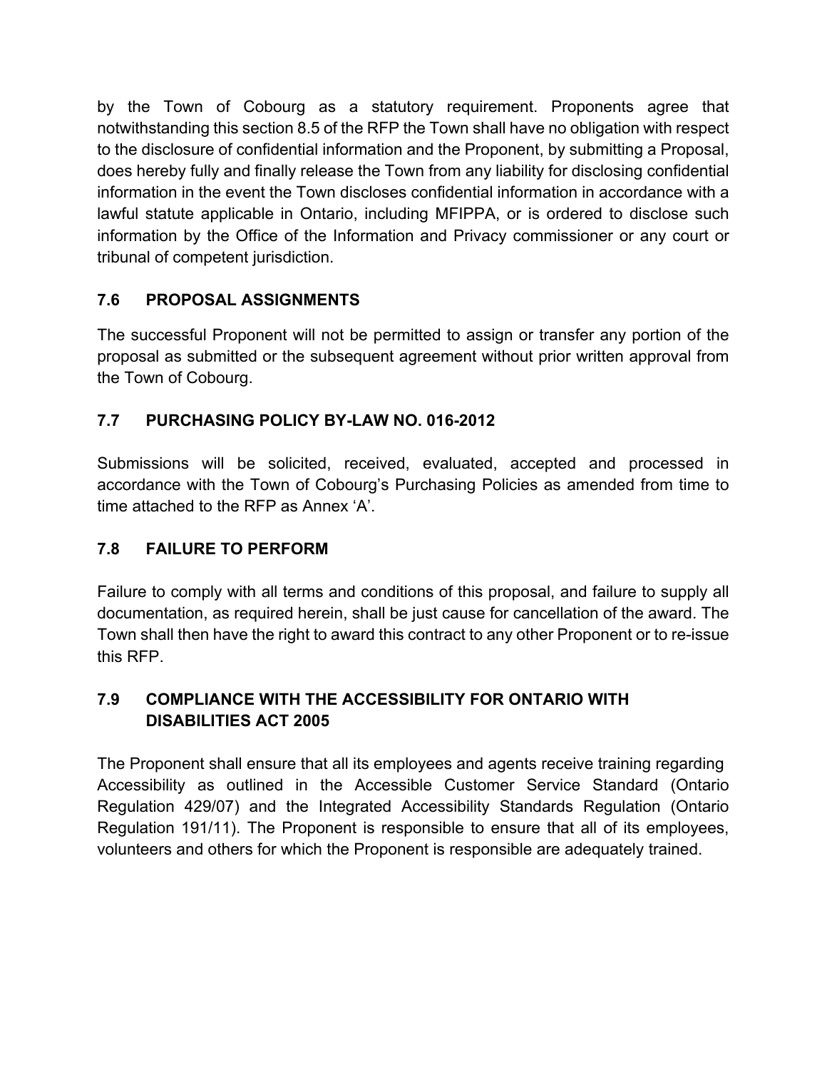by the Town of Cobourg as a statutory requirement. Proponents agree that notwithstanding this section 8.5 of the RFP the Town shall have no obligation with respect to the disclosure of confidential information and the Proponent, by submitting a Proposal, does hereby fully and finally release the Town from any liability for disclosing confidential information in the event the Town discloses confidential information in accordance with a lawful statute applicable in Ontario, including MFIPPA, or is ordered to disclose such information by the Office of the Information and Privacy commissioner or any court or tribunal of competent jurisdiction.

### 7.6 PROPOSAL ASSIGNMENTS

The successful Proponent will not be permitted to assign or transfer any portion of the proposal as submitted or the subsequent agreement without prior written approval from the Town of Cobourg.

### 7.7 PURCHASING POLICY BY-LAW NO. 016-2012

Submissions will be solicited, received, evaluated, accepted and processed in accordance with the Town of Cobourg's Purchasing Policies as amended from time to time attached to the RFP as Annex 'A'.

### 7.8 FAILURE TO PERFORM

Failure to comply with all terms and conditions of this proposal, and failure to supply all documentation, as required herein, shall be just cause for cancellation of the award. The Town shall then have the right to award this contract to any other Proponent or to re-issue this RFP.

### 7.9 COMPLIANCE WITH THE ACCESSIBILITY FOR ONTARIO WITH DISABILITIES ACT 2005

The Proponent shall ensure that all its employees and agents receive training regarding Accessibility as outlined in the Accessible Customer Service Standard (Ontario Regulation 429/07) and the Integrated Accessibility Standards Regulation (Ontario Regulation 191/11). The Proponent is responsible to ensure that all of its employees, volunteers and others for which the Proponent is responsible are adequately trained.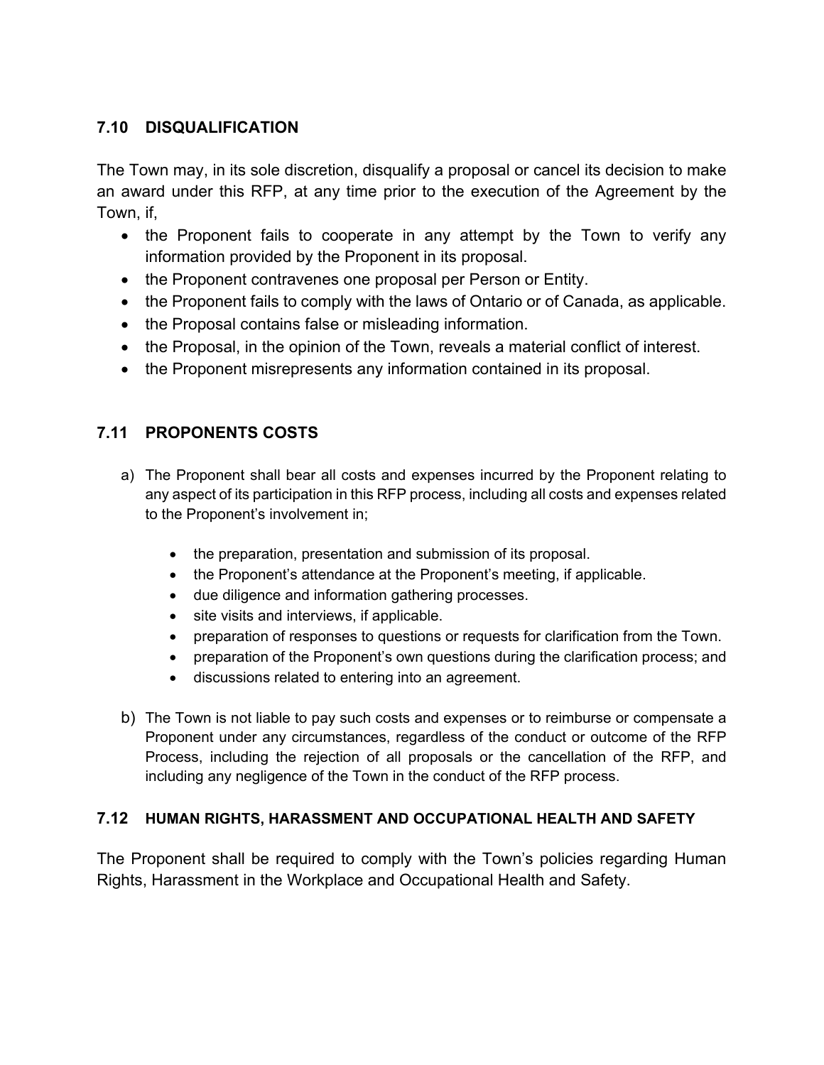## 7.10 DISQUALIFICATION

The Town may, in its sole discretion, disqualify a proposal or cancel its decision to make an award under this RFP, at any time prior to the execution of the Agreement by the Town, if,

- the Proponent fails to cooperate in any attempt by the Town to verify any information provided by the Proponent in its proposal.
- the Proponent contravenes one proposal per Person or Entity.
- the Proponent fails to comply with the laws of Ontario or of Canada, as applicable.
- the Proposal contains false or misleading information.
- the Proposal, in the opinion of the Town, reveals a material conflict of interest.
- the Proponent misrepresents any information contained in its proposal.

## 7.11 PROPONENTS COSTS

a) The Proponent shall bear all costs and expenses incurred by the Proponent relating to any aspect of its participation in this RFP process, including all costs and expenses related to the Proponent's involvement in;

   - the preparation, presentation and submission of its proposal.
   - the Proponent's attendance at the Proponent's meeting, if applicable.
   - due diligence and information gathering processes.
   - site visits and interviews, if applicable.
   - preparation of responses to questions or requests for clarification from the Town.
   - preparation of the Proponent's own questions during the clarification process; and
   - discussions related to entering into an agreement.

b) The Town is not liable to pay such costs and expenses or to reimburse or compensate a Proponent under any circumstances, regardless of the conduct or outcome of the RFP Process, including the rejection of all proposals or the cancellation of the RFP, and including any negligence of the Town in the conduct of the RFP process.

## 7.12 HUMAN RIGHTS, HARASSMENT AND OCCUPATIONAL HEALTH AND SAFETY

The Proponent shall be required to comply with the Town's policies regarding Human Rights, Harassment in the Workplace and Occupational Health and Safety.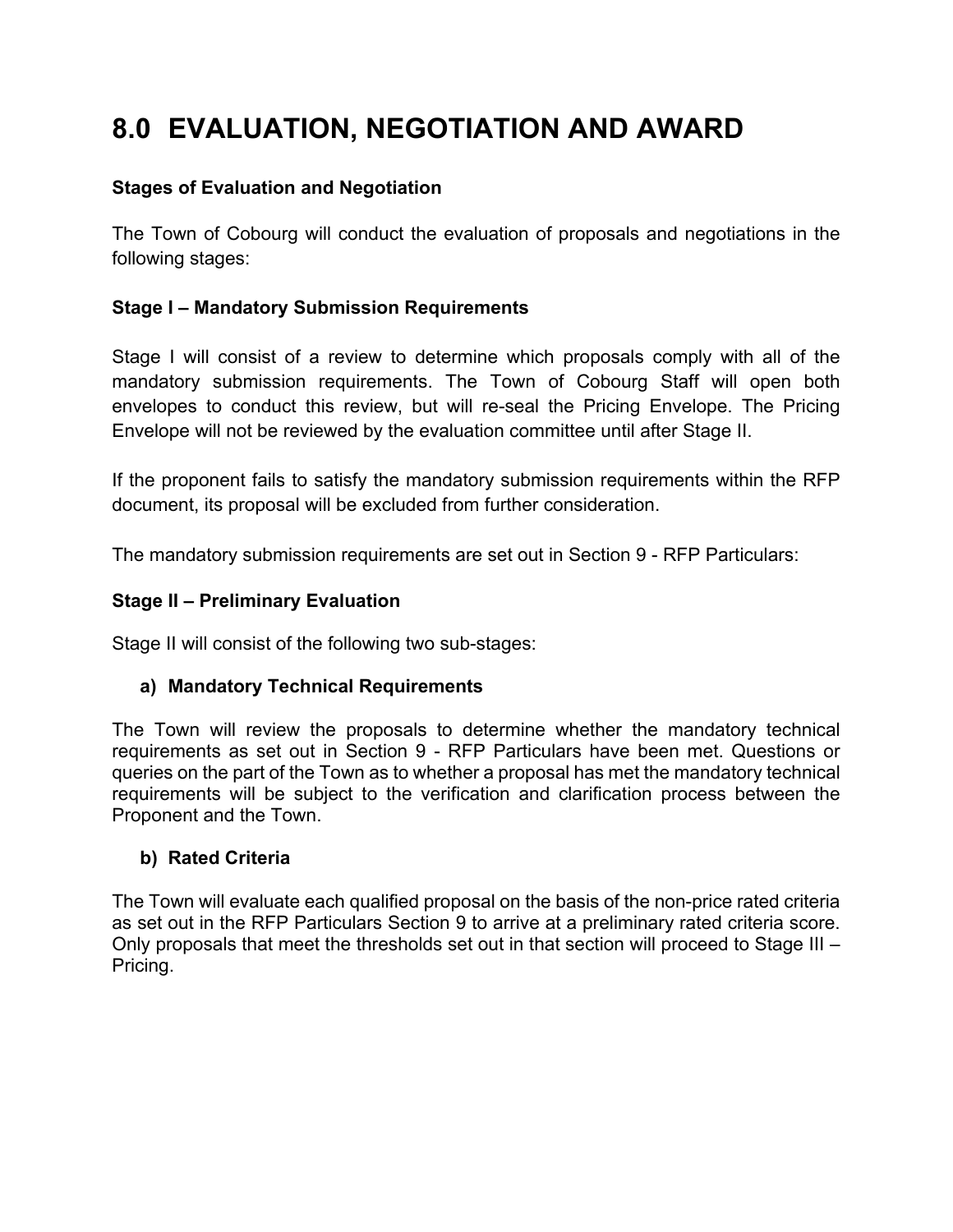# 8.0 EVALUATION, NEGOTIATION AND AWARD

**Stages of Evaluation and Negotiation**

The Town of Cobourg will conduct the evaluation of proposals and negotiations in the following stages:

**Stage I – Mandatory Submission Requirements**

Stage I will consist of a review to determine which proposals comply with all of the mandatory submission requirements. The Town of Cobourg Staff will open both envelopes to conduct this review, but will re-seal the Pricing Envelope. The Pricing Envelope will not be reviewed by the evaluation committee until after Stage II.

If the proponent fails to satisfy the mandatory submission requirements within the RFP document, its proposal will be excluded from further consideration.

The mandatory submission requirements are set out in Section 9 - RFP Particulars:

**Stage II – Preliminary Evaluation**

Stage II will consist of the following two sub-stages:

**a) Mandatory Technical Requirements**

The Town will review the proposals to determine whether the mandatory technical requirements as set out in Section 9 - RFP Particulars have been met. Questions or queries on the part of the Town as to whether a proposal has met the mandatory technical requirements will be subject to the verification and clarification process between the Proponent and the Town.

**b) Rated Criteria**

The Town will evaluate each qualified proposal on the basis of the non-price rated criteria as set out in the RFP Particulars Section 9 to arrive at a preliminary rated criteria score. Only proposals that meet the thresholds set out in that section will proceed to Stage III – Pricing.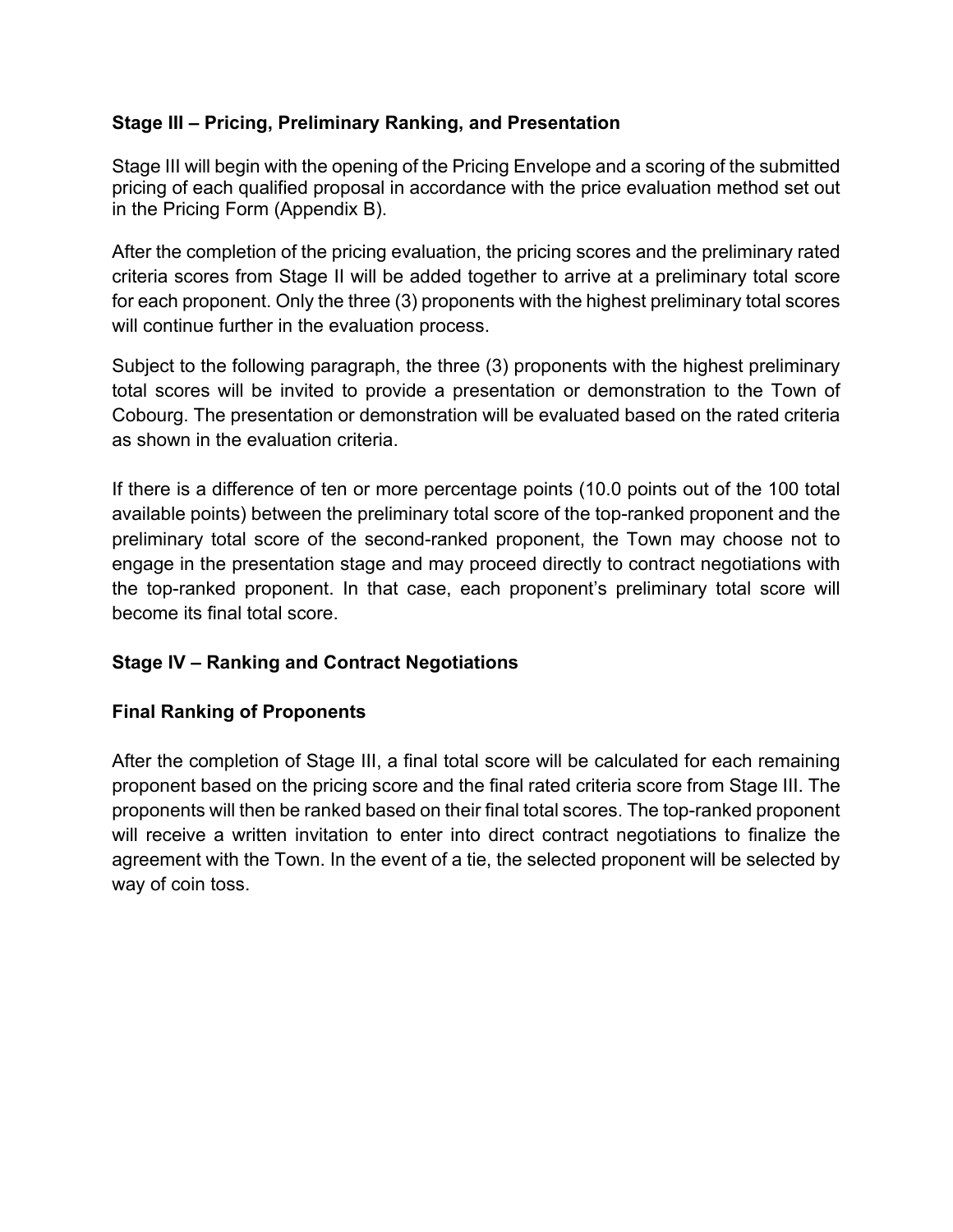### Stage III – Pricing, Preliminary Ranking, and Presentation

Stage III will begin with the opening of the Pricing Envelope and a scoring of the submitted pricing of each qualified proposal in accordance with the price evaluation method set out in the Pricing Form (Appendix B).

After the completion of the pricing evaluation, the pricing scores and the preliminary rated criteria scores from Stage II will be added together to arrive at a preliminary total score for each proponent. Only the three (3) proponents with the highest preliminary total scores will continue further in the evaluation process.

Subject to the following paragraph, the three (3) proponents with the highest preliminary total scores will be invited to provide a presentation or demonstration to the Town of Cobourg. The presentation or demonstration will be evaluated based on the rated criteria as shown in the evaluation criteria.

If there is a difference of ten or more percentage points (10.0 points out of the 100 total available points) between the preliminary total score of the top-ranked proponent and the preliminary total score of the second-ranked proponent, the Town may choose not to engage in the presentation stage and may proceed directly to contract negotiations with the top-ranked proponent. In that case, each proponent's preliminary total score will become its final total score.

### Stage IV – Ranking and Contract Negotiations

### Final Ranking of Proponents

After the completion of Stage III, a final total score will be calculated for each remaining proponent based on the pricing score and the final rated criteria score from Stage III. The proponents will then be ranked based on their final total scores. The top-ranked proponent will receive a written invitation to enter into direct contract negotiations to finalize the agreement with the Town. In the event of a tie, the selected proponent will be selected by way of coin toss.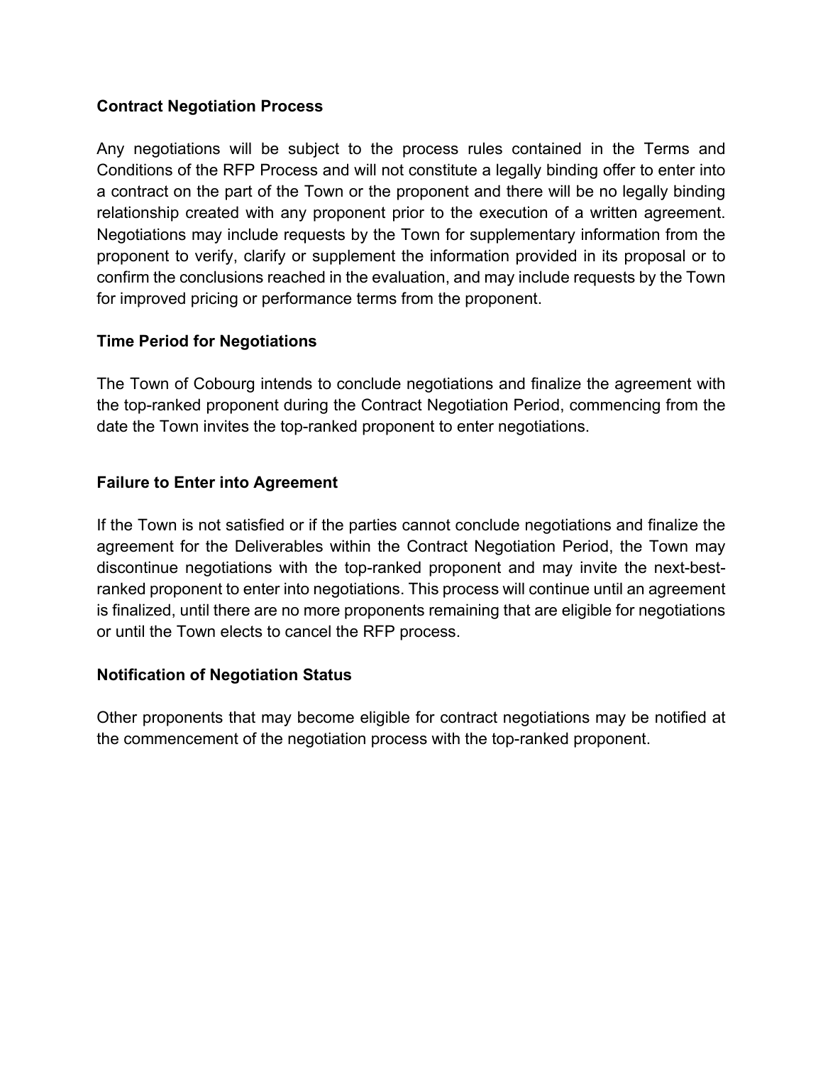**Contract Negotiation Process**

Any negotiations will be subject to the process rules contained in the Terms and Conditions of the RFP Process and will not constitute a legally binding offer to enter into a contract on the part of the Town or the proponent and there will be no legally binding relationship created with any proponent prior to the execution of a written agreement. Negotiations may include requests by the Town for supplementary information from the proponent to verify, clarify or supplement the information provided in its proposal or to confirm the conclusions reached in the evaluation, and may include requests by the Town for improved pricing or performance terms from the proponent.

**Time Period for Negotiations**

The Town of Cobourg intends to conclude negotiations and finalize the agreement with the top-ranked proponent during the Contract Negotiation Period, commencing from the date the Town invites the top-ranked proponent to enter negotiations.

**Failure to Enter into Agreement**

If the Town is not satisfied or if the parties cannot conclude negotiations and finalize the agreement for the Deliverables within the Contract Negotiation Period, the Town may discontinue negotiations with the top-ranked proponent and may invite the next-best-ranked proponent to enter into negotiations. This process will continue until an agreement is finalized, until there are no more proponents remaining that are eligible for negotiations or until the Town elects to cancel the RFP process.

**Notification of Negotiation Status**

Other proponents that may become eligible for contract negotiations may be notified at the commencement of the negotiation process with the top-ranked proponent.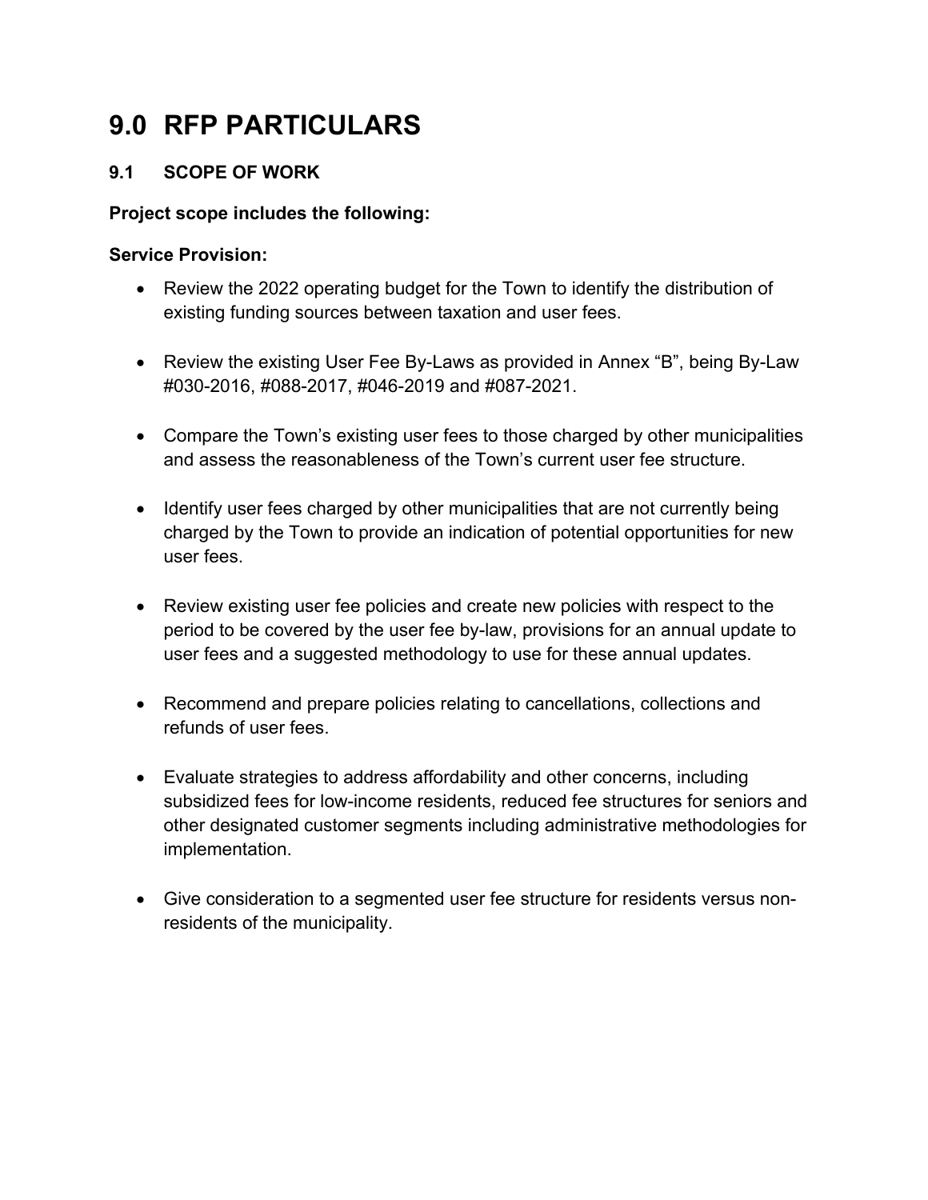# 9.0 RFP PARTICULARS

## 9.1 SCOPE OF WORK

**Project scope includes the following:**

**Service Provision:**

- Review the 2022 operating budget for the Town to identify the distribution of existing funding sources between taxation and user fees.
- Review the existing User Fee By-Laws as provided in Annex "B", being By-Law #030-2016, #088-2017, #046-2019 and #087-2021.
- Compare the Town's existing user fees to those charged by other municipalities and assess the reasonableness of the Town's current user fee structure.
- Identify user fees charged by other municipalities that are not currently being charged by the Town to provide an indication of potential opportunities for new user fees.
- Review existing user fee policies and create new policies with respect to the period to be covered by the user fee by-law, provisions for an annual update to user fees and a suggested methodology to use for these annual updates.
- Recommend and prepare policies relating to cancellations, collections and refunds of user fees.
- Evaluate strategies to address affordability and other concerns, including subsidized fees for low-income residents, reduced fee structures for seniors and other designated customer segments including administrative methodologies for implementation.
- Give consideration to a segmented user fee structure for residents versus non-residents of the municipality.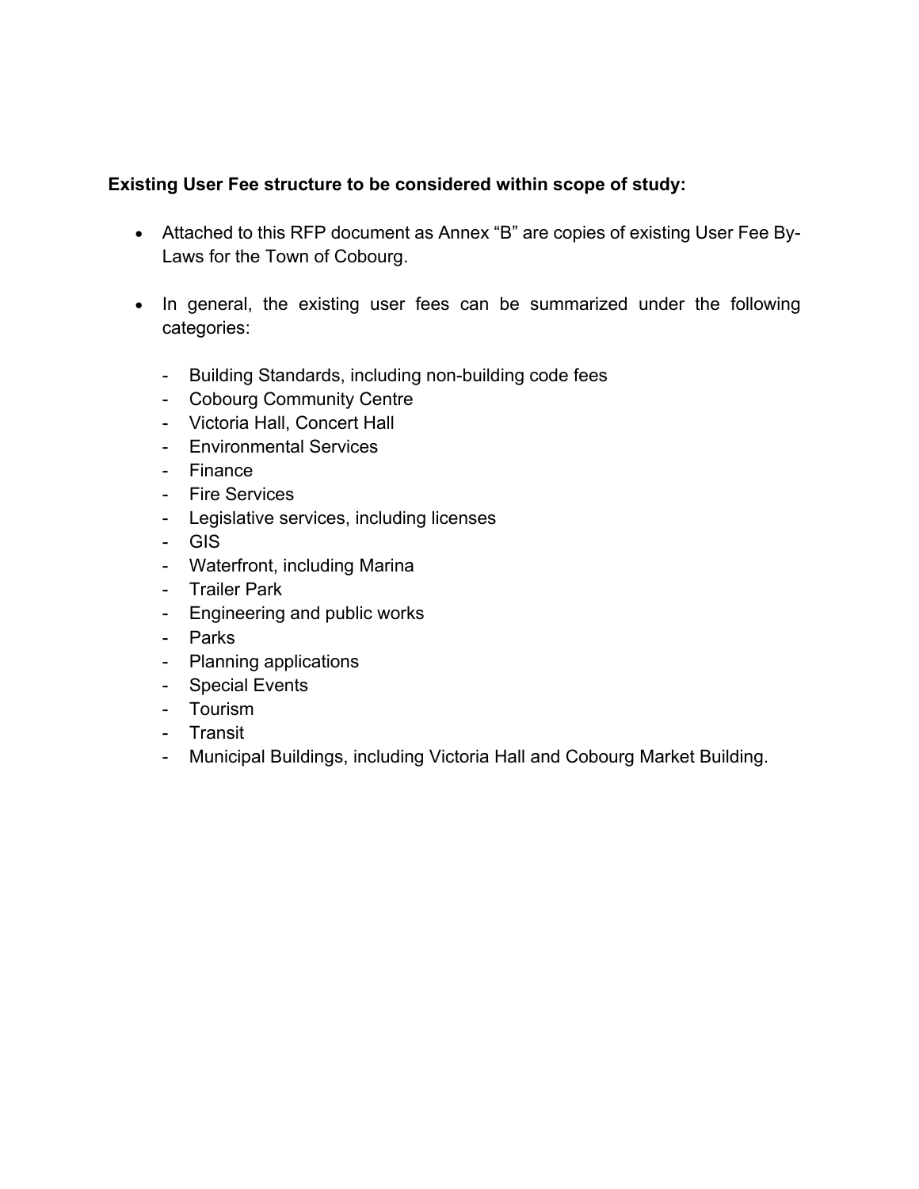**Existing User Fee structure to be considered within scope of study:**

- Attached to this RFP document as Annex "B" are copies of existing User Fee By-Laws for the Town of Cobourg.

- In general, the existing user fees can be summarized under the following categories:

  - Building Standards, including non-building code fees
  - Cobourg Community Centre
  - Victoria Hall, Concert Hall
  - Environmental Services
  - Finance
  - Fire Services
  - Legislative services, including licenses
  - GIS
  - Waterfront, including Marina
  - Trailer Park
  - Engineering and public works
  - Parks
  - Planning applications
  - Special Events
  - Tourism
  - Transit
  - Municipal Buildings, including Victoria Hall and Cobourg Market Building.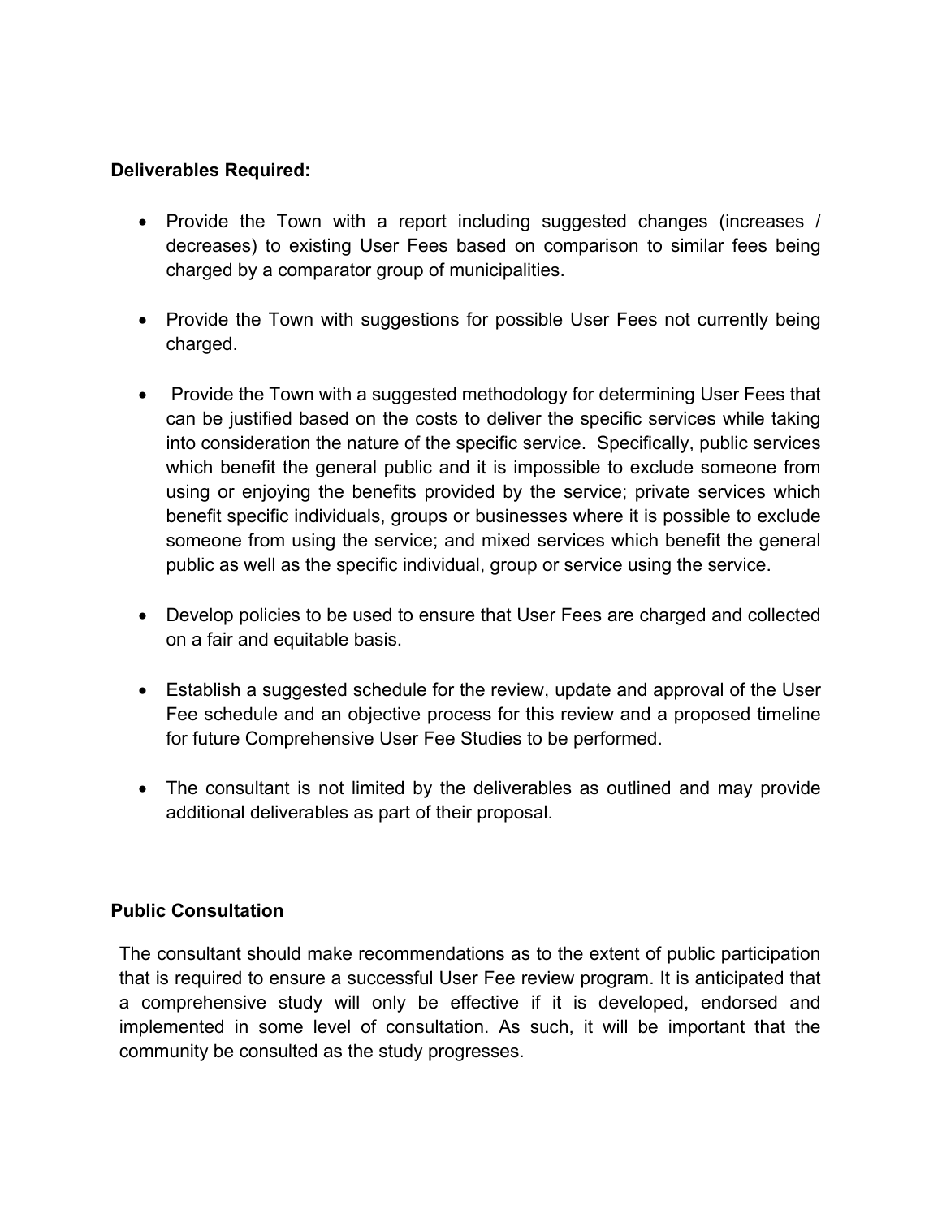**Deliverables Required:**

- Provide the Town with a report including suggested changes (increases / decreases) to existing User Fees based on comparison to similar fees being charged by a comparator group of municipalities.

- Provide the Town with suggestions for possible User Fees not currently being charged.

- Provide the Town with a suggested methodology for determining User Fees that can be justified based on the costs to deliver the specific services while taking into consideration the nature of the specific service. Specifically, public services which benefit the general public and it is impossible to exclude someone from using or enjoying the benefits provided by the service; private services which benefit specific individuals, groups or businesses where it is possible to exclude someone from using the service; and mixed services which benefit the general public as well as the specific individual, group or service using the service.

- Develop policies to be used to ensure that User Fees are charged and collected on a fair and equitable basis.

- Establish a suggested schedule for the review, update and approval of the User Fee schedule and an objective process for this review and a proposed timeline for future Comprehensive User Fee Studies to be performed.

- The consultant is not limited by the deliverables as outlined and may provide additional deliverables as part of their proposal.

**Public Consultation**

The consultant should make recommendations as to the extent of public participation that is required to ensure a successful User Fee review program. It is anticipated that a comprehensive study will only be effective if it is developed, endorsed and implemented in some level of consultation. As such, it will be important that the community be consulted as the study progresses.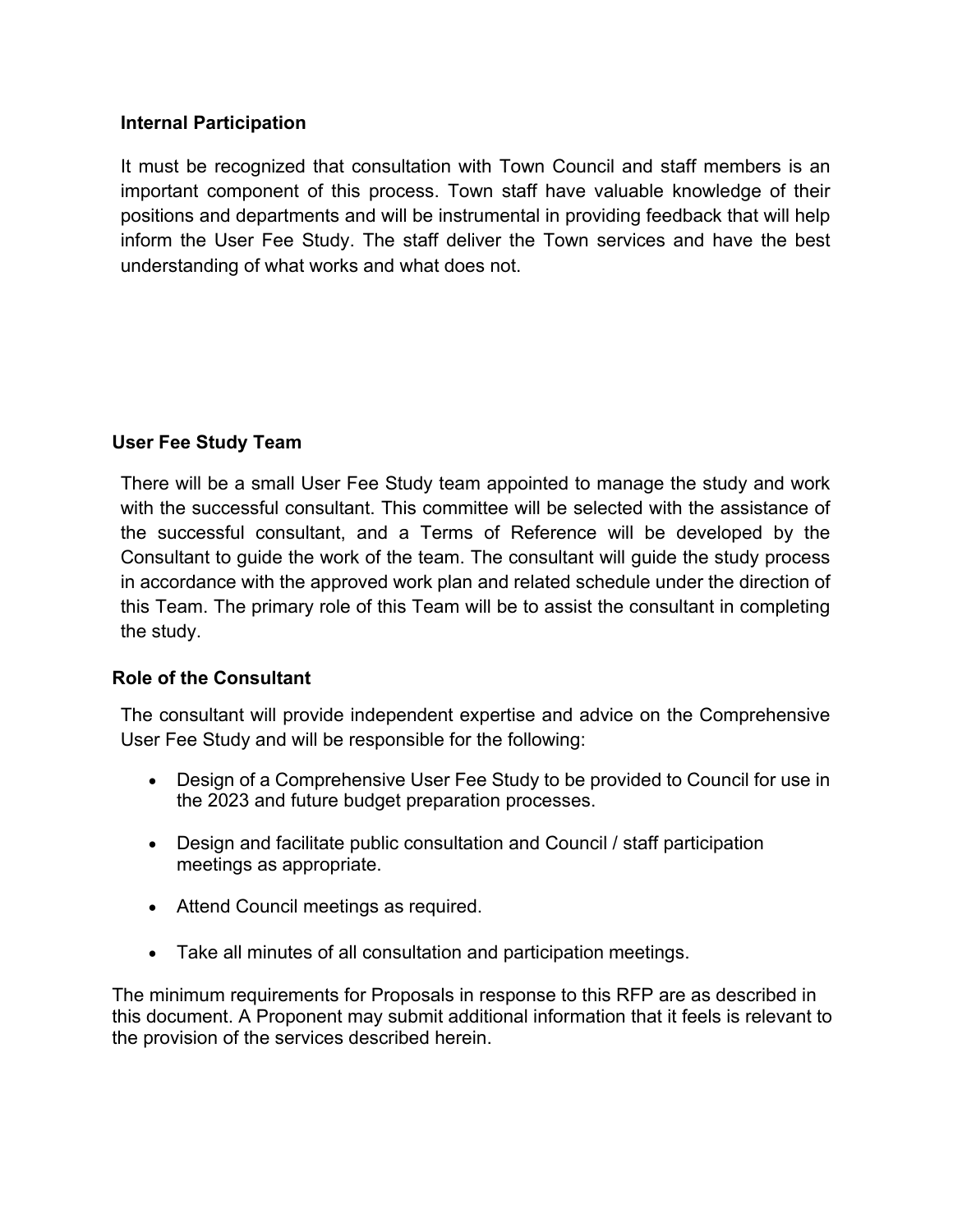### Internal Participation

It must be recognized that consultation with Town Council and staff members is an important component of this process. Town staff have valuable knowledge of their positions and departments and will be instrumental in providing feedback that will help inform the User Fee Study. The staff deliver the Town services and have the best understanding of what works and what does not.

### User Fee Study Team

There will be a small User Fee Study team appointed to manage the study and work with the successful consultant. This committee will be selected with the assistance of the successful consultant, and a Terms of Reference will be developed by the Consultant to guide the work of the team. The consultant will guide the study process in accordance with the approved work plan and related schedule under the direction of this Team. The primary role of this Team will be to assist the consultant in completing the study.

### Role of the Consultant

The consultant will provide independent expertise and advice on the Comprehensive User Fee Study and will be responsible for the following:

- Design of a Comprehensive User Fee Study to be provided to Council for use in the 2023 and future budget preparation processes.
- Design and facilitate public consultation and Council / staff participation meetings as appropriate.
- Attend Council meetings as required.
- Take all minutes of all consultation and participation meetings.

The minimum requirements for Proposals in response to this RFP are as described in this document. A Proponent may submit additional information that it feels is relevant to the provision of the services described herein.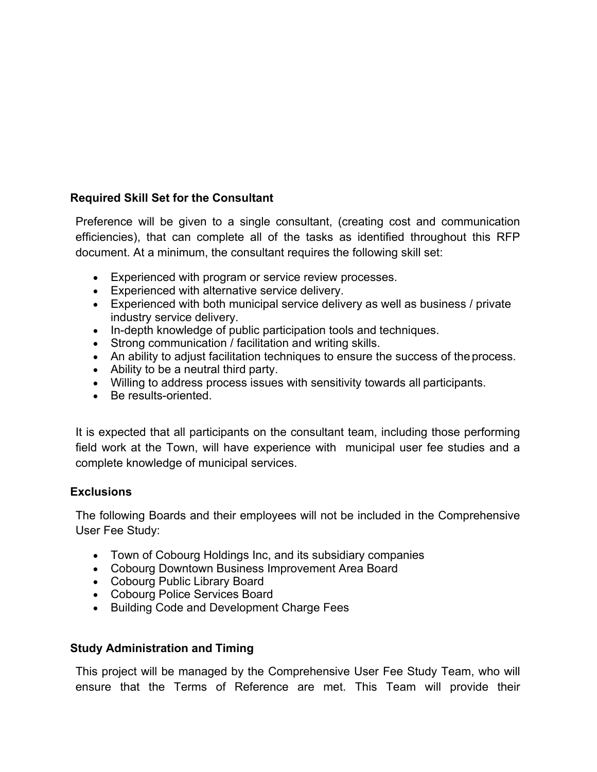## Required Skill Set for the Consultant

Preference will be given to a single consultant, (creating cost and communication efficiencies), that can complete all of the tasks as identified throughout this RFP document. At a minimum, the consultant requires the following skill set:

- Experienced with program or service review processes.
- Experienced with alternative service delivery.
- Experienced with both municipal service delivery as well as business / private industry service delivery.
- In-depth knowledge of public participation tools and techniques.
- Strong communication / facilitation and writing skills.
- An ability to adjust facilitation techniques to ensure the success of the process.
- Ability to be a neutral third party.
- Willing to address process issues with sensitivity towards all participants.
- Be results-oriented.

It is expected that all participants on the consultant team, including those performing field work at the Town, will have experience with municipal user fee studies and a complete knowledge of municipal services.

## Exclusions

The following Boards and their employees will not be included in the Comprehensive User Fee Study:

- Town of Cobourg Holdings Inc, and its subsidiary companies
- Cobourg Downtown Business Improvement Area Board
- Cobourg Public Library Board
- Cobourg Police Services Board
- Building Code and Development Charge Fees

## Study Administration and Timing

This project will be managed by the Comprehensive User Fee Study Team, who will ensure that the Terms of Reference are met. This Team will provide their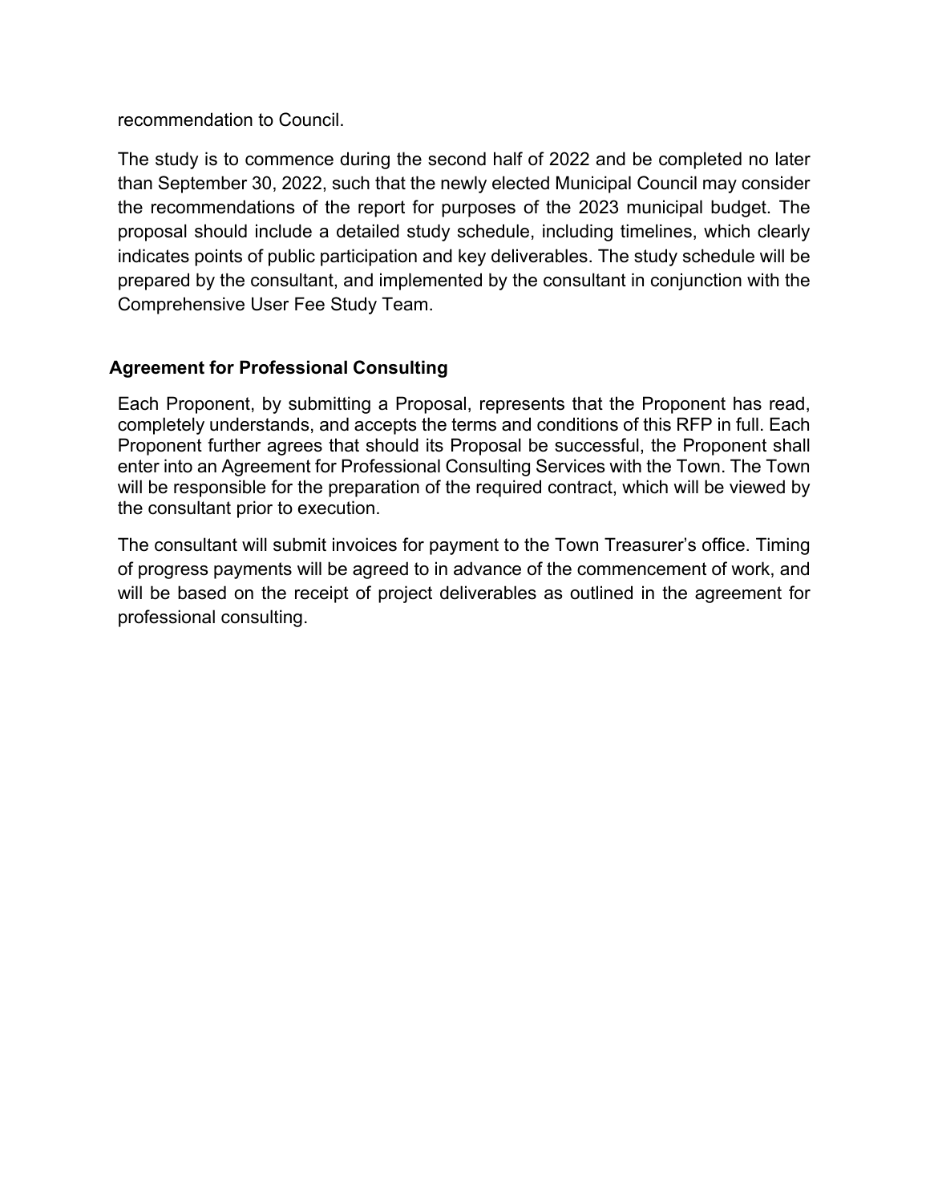recommendation to Council.

The study is to commence during the second half of 2022 and be completed no later than September 30, 2022, such that the newly elected Municipal Council may consider the recommendations of the report for purposes of the 2023 municipal budget. The proposal should include a detailed study schedule, including timelines, which clearly indicates points of public participation and key deliverables. The study schedule will be prepared by the consultant, and implemented by the consultant in conjunction with the Comprehensive User Fee Study Team.

**Agreement for Professional Consulting**

Each Proponent, by submitting a Proposal, represents that the Proponent has read, completely understands, and accepts the terms and conditions of this RFP in full. Each Proponent further agrees that should its Proposal be successful, the Proponent shall enter into an Agreement for Professional Consulting Services with the Town. The Town will be responsible for the preparation of the required contract, which will be viewed by the consultant prior to execution.

The consultant will submit invoices for payment to the Town Treasurer's office. Timing of progress payments will be agreed to in advance of the commencement of work, and will be based on the receipt of project deliverables as outlined in the agreement for professional consulting.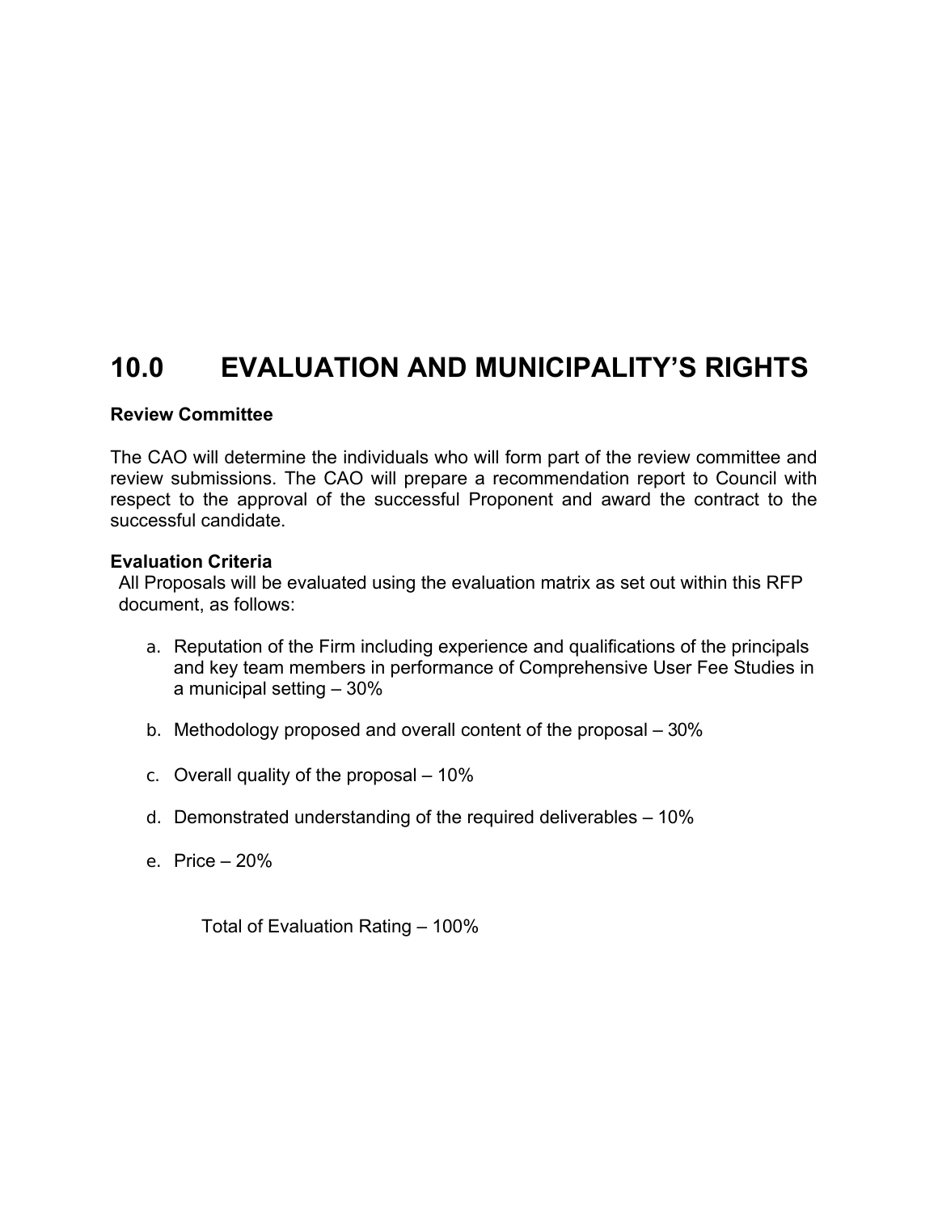# 10.0 EVALUATION AND MUNICIPALITY'S RIGHTS

**Review Committee**

The CAO will determine the individuals who will form part of the review committee and review submissions. The CAO will prepare a recommendation report to Council with respect to the approval of the successful Proponent and award the contract to the successful candidate.

**Evaluation Criteria**

All Proposals will be evaluated using the evaluation matrix as set out within this RFP document, as follows:

a. Reputation of the Firm including experience and qualifications of the principals and key team members in performance of Comprehensive User Fee Studies in a municipal setting – 30%

b. Methodology proposed and overall content of the proposal – 30%

c. Overall quality of the proposal – 10%

d. Demonstrated understanding of the required deliverables – 10%

e. Price – 20%

Total of Evaluation Rating – 100%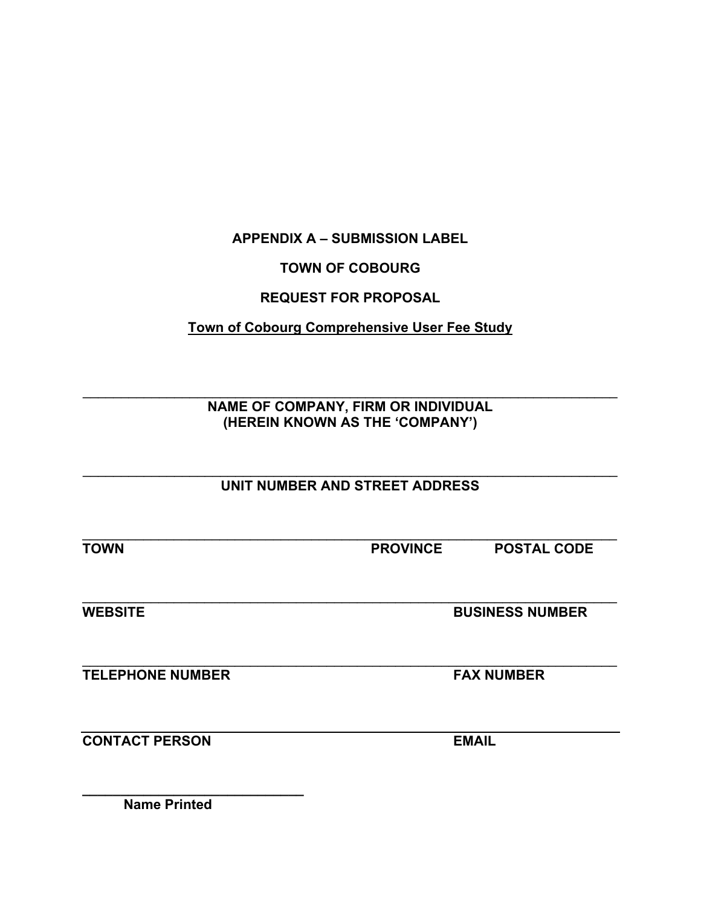**APPENDIX A – SUBMISSION LABEL**

**TOWN OF COBOURG**

**REQUEST FOR PROPOSAL**

**<u>Town of Cobourg Comprehensive User Fee Study</u>**

\_\_\_\_\_\_\_\_\_\_\_\_\_\_\_\_\_\_\_\_\_\_\_\_\_\_\_\_\_\_\_\_\_\_\_\_\_\_\_\_\_\_\_\_\_\_\_\_\_\_\_\_\_\_\_\_\_\_\_\_\_\_\_\_

**NAME OF COMPANY, FIRM OR INDIVIDUAL**
**(HEREIN KNOWN AS THE 'COMPANY')**

\_\_\_\_\_\_\_\_\_\_\_\_\_\_\_\_\_\_\_\_\_\_\_\_\_\_\_\_\_\_\_\_\_\_\_\_\_\_\_\_\_\_\_\_\_\_\_\_\_\_\_\_\_\_\_\_\_\_\_\_\_\_\_\_

**UNIT NUMBER AND STREET ADDRESS**

\_\_\_\_\_\_\_\_\_\_\_\_\_\_\_\_\_\_\_\_\_\_\_\_\_\_\_\_\_\_\_\_\_\_\_\_\_\_\_\_\_\_\_\_\_\_\_\_\_\_\_\_\_\_\_\_\_\_\_\_\_\_\_\_

**TOWN** **PROVINCE** **POSTAL CODE**

\_\_\_\_\_\_\_\_\_\_\_\_\_\_\_\_\_\_\_\_\_\_\_\_\_\_\_\_\_\_\_\_\_\_\_\_\_\_\_\_\_\_\_\_\_\_\_\_\_\_\_\_\_\_\_\_\_\_\_\_\_\_\_\_

**WEBSITE** **BUSINESS NUMBER**

\_\_\_\_\_\_\_\_\_\_\_\_\_\_\_\_\_\_\_\_\_\_\_\_\_\_\_\_\_\_\_\_\_\_\_\_\_\_\_\_\_\_\_\_\_\_\_\_\_\_\_\_\_\_\_\_\_\_\_\_\_\_\_\_

**TELEPHONE NUMBER** **FAX NUMBER**

\_\_\_\_\_\_\_\_\_\_\_\_\_\_\_\_\_\_\_\_\_\_\_\_\_\_\_\_\_\_\_\_\_\_\_\_\_\_\_\_\_\_\_\_\_\_\_\_\_\_\_\_\_\_\_\_\_\_\_\_\_\_\_\_

**CONTACT PERSON** **EMAIL**

\_\_\_\_\_\_\_\_\_\_\_\_\_\_\_\_\_\_\_\_\_\_\_\_\_\_\_\_\_\_\_\_

**Name Printed**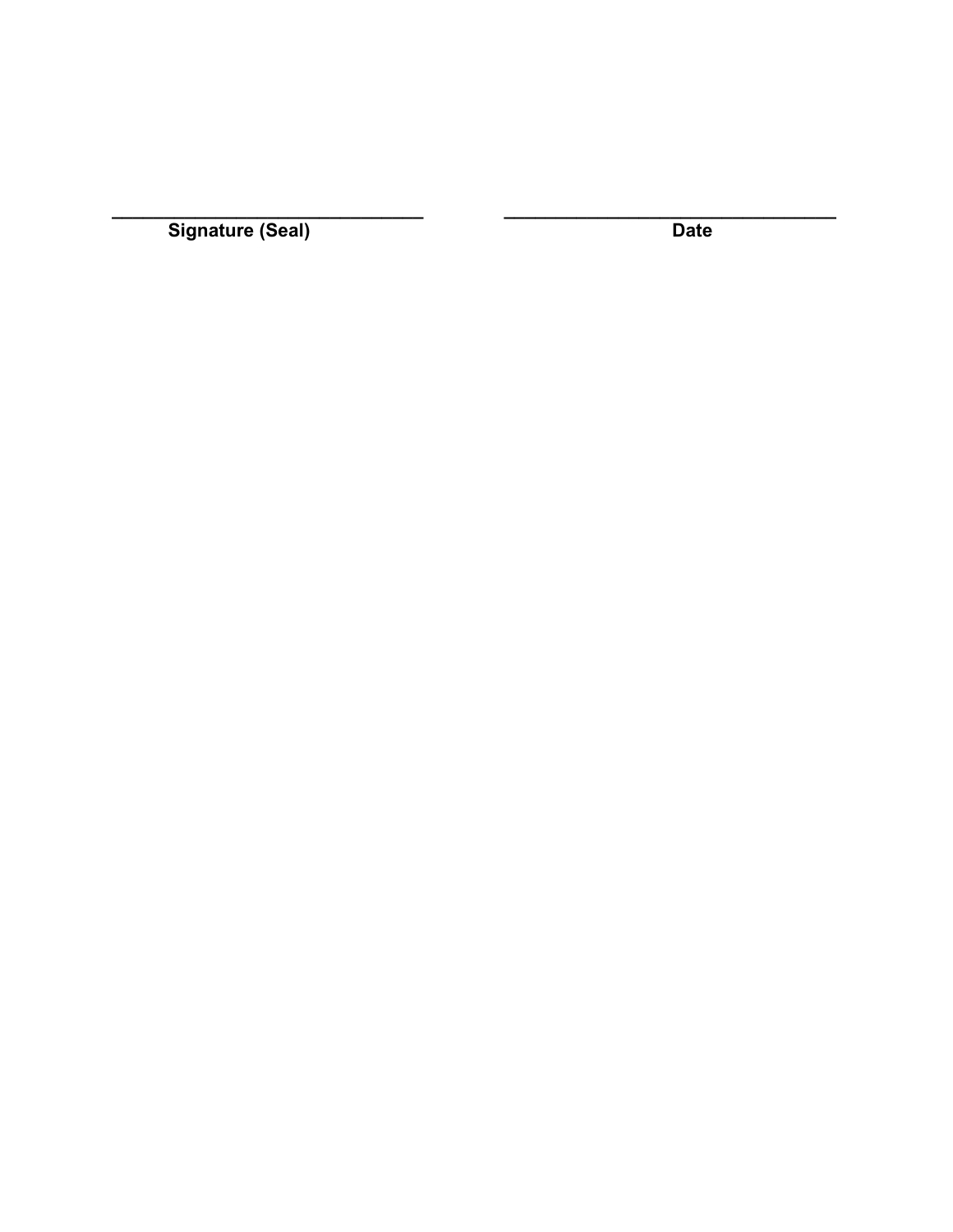| ______________________________ | ______________________________ |
|---|---|
| **Signature (Seal)** | **Date** |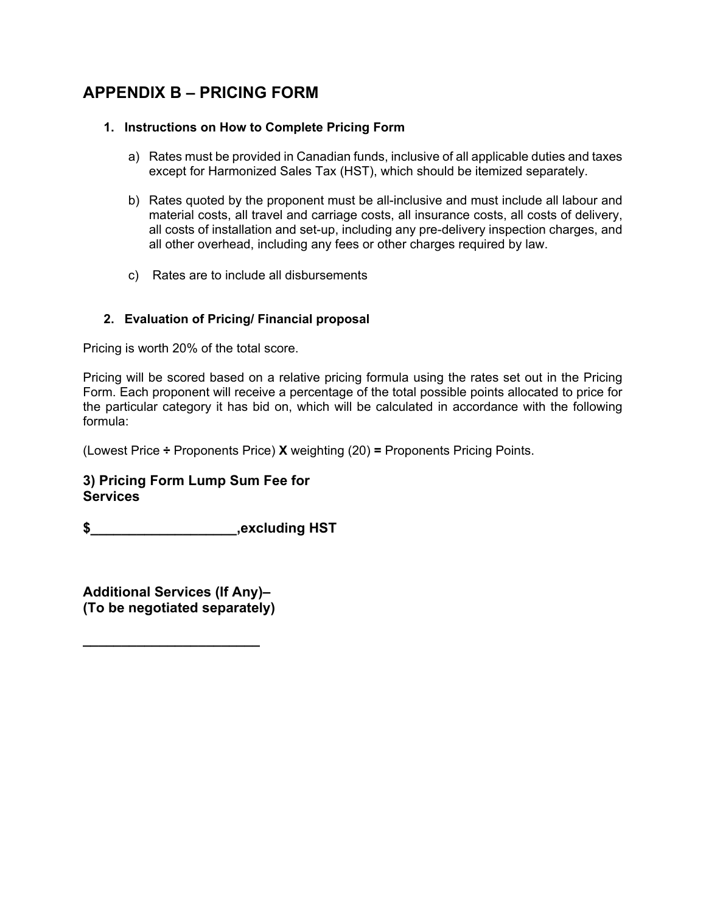# APPENDIX B – PRICING FORM

### 1. Instructions on How to Complete Pricing Form

a) Rates must be provided in Canadian funds, inclusive of all applicable duties and taxes except for Harmonized Sales Tax (HST), which should be itemized separately.

b) Rates quoted by the proponent must be all-inclusive and must include all labour and material costs, all travel and carriage costs, all insurance costs, all costs of delivery, all costs of installation and set-up, including any pre-delivery inspection charges, and all other overhead, including any fees or other charges required by law.

c) Rates are to include all disbursements

### 2. Evaluation of Pricing/ Financial proposal

Pricing is worth 20% of the total score.

Pricing will be scored based on a relative pricing formula using the rates set out in the Pricing Form. Each proponent will receive a percentage of the total possible points allocated to price for the particular category it has bid on, which will be calculated in accordance with the following formula:

(Lowest Price ÷ Proponents Price) **X** weighting (20) **=** Proponents Pricing Points.

## 3) Pricing Form Lump Sum Fee for Services

**$___________________,excluding HST**

## Additional Services (If Any)– (To be negotiated separately)

_______________________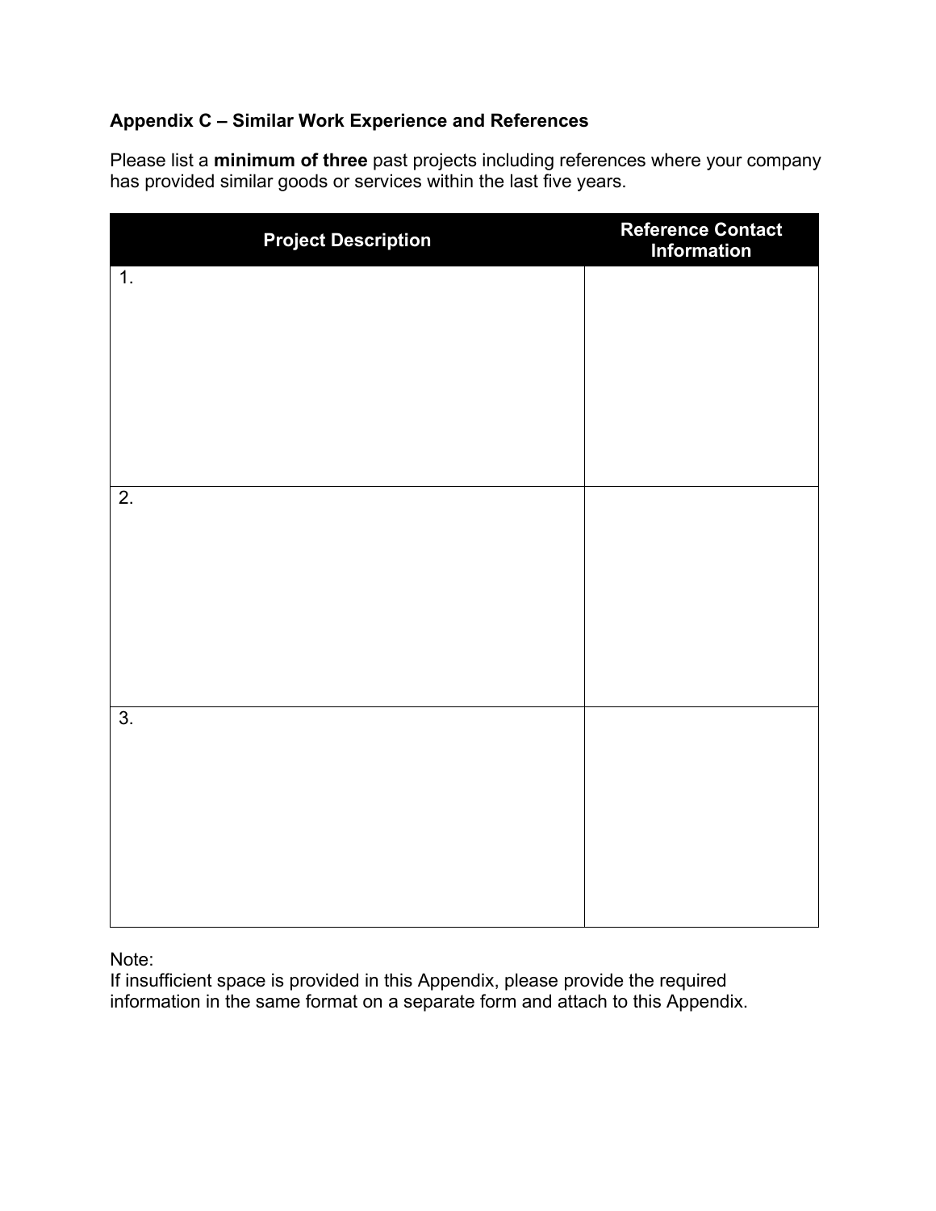### Appendix C – Similar Work Experience and References

Please list a **minimum of three** past projects including references where your company has provided similar goods or services within the last five years.

| Project Description | Reference Contact Information |
| --- | --- |
| 1. | |
| 2. | |
| 3. | |

Note:
If insufficient space is provided in this Appendix, please provide the required information in the same format on a separate form and attach to this Appendix.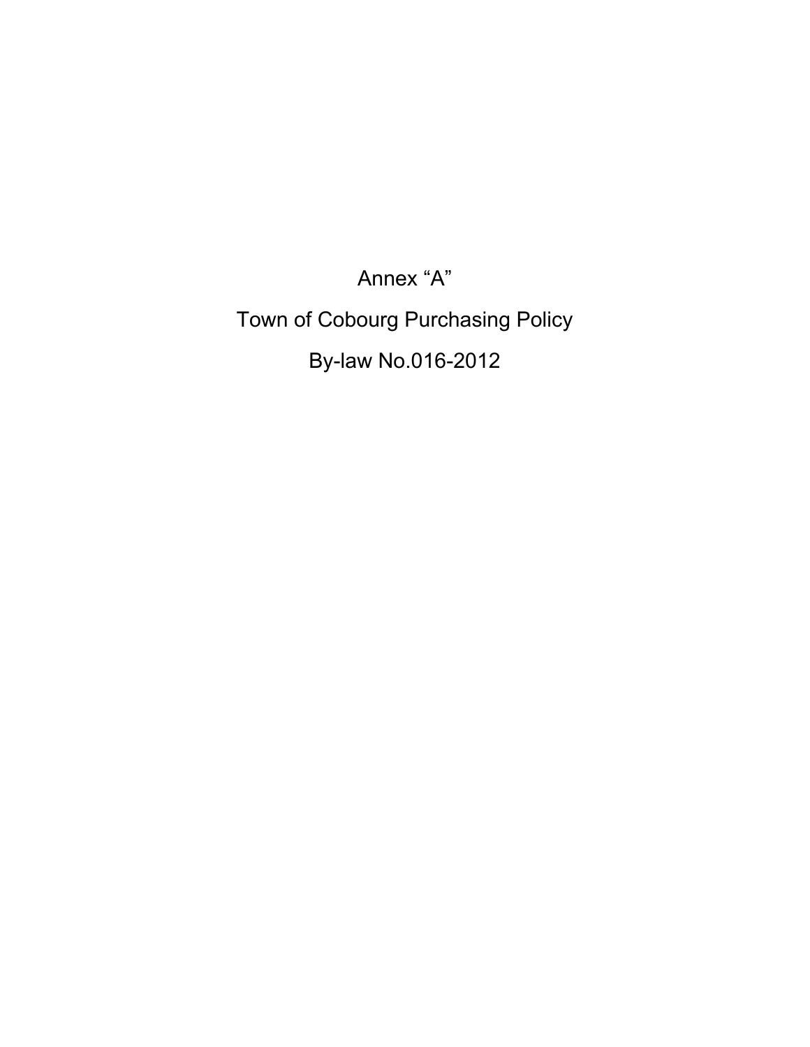# Annex "A"

# Town of Cobourg Purchasing Policy

# By-law No.016-2012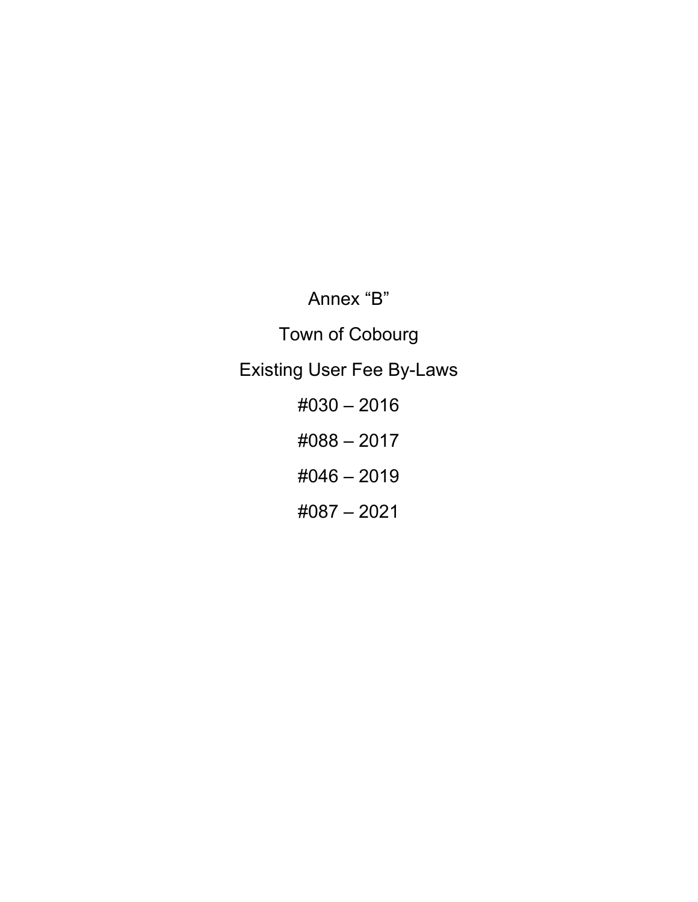Annex “B”

Town of Cobourg

Existing User Fee By-Laws

#030 – 2016

#088 – 2017

#046 – 2019

#087 – 2021